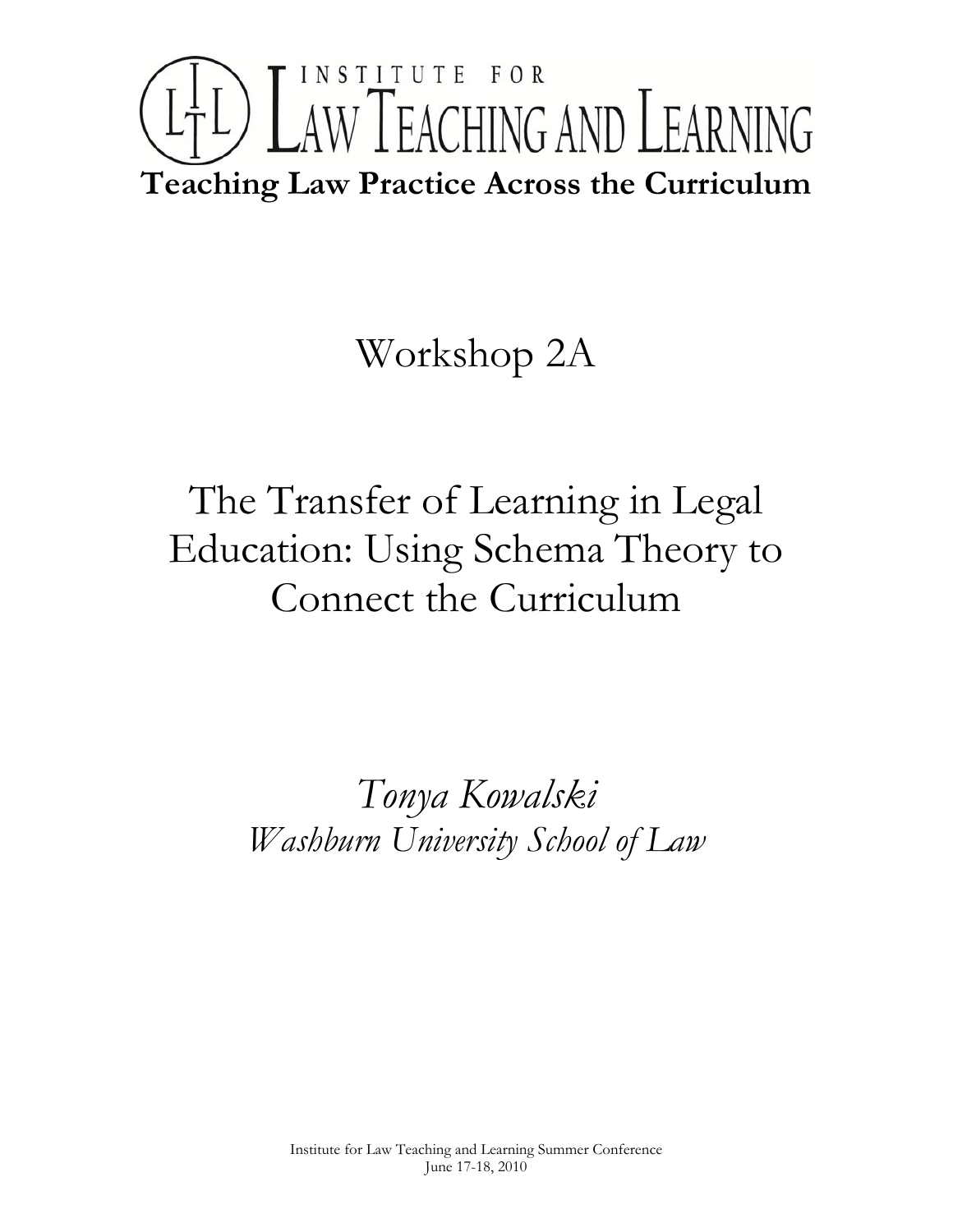# INSTITUTE FOR LAW TEACHING AND LEARNING

**Teaching Law Practice Across the Curriculum**

## Workshop 2A

## The Transfer of Learning in Legal Education: Using Schema Theory to Connect the Curriculum

*Tonya Kowalski*
*Washburn University School of Law*

Institute for Law Teaching and Learning Summer Conference
June 17-18, 2010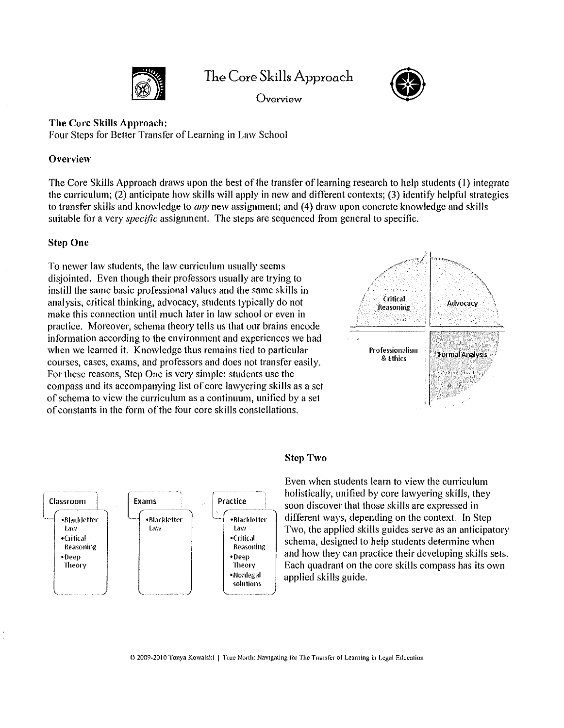# The Core Skills Approach

Overview

**The Core Skills Approach:**
Four Steps for Better Transfer of Learning in Law School

**Overview**

The Core Skills Approach draws upon the best of the transfer of learning research to help students (1) integrate the curriculum; (2) anticipate how skills will apply in new and different contexts; (3) identify helpful strategies to transfer skills and knowledge to *any* new assignment; and (4) draw upon concrete knowledge and skills suitable for a very *specific* assignment. The steps are sequenced from general to specific.

**Step One**

To newer law students, the law curriculum usually seems disjointed. Even though their professors usually are trying to instill the same basic professional values and the same skills in analysis, critical thinking, advocacy, students typically do not make this connection until much later in law school or even in practice. Moreover, schema theory tells us that our brains encode information according to the environment and experiences we had when we learned it. Knowledge thus remains tied to particular courses, cases, exams, and professors and does not transfer easily. For these reasons, Step One is very simple: students use the compass and its accompanying list of core lawyering skills as a set of schema to view the curriculum as a continuum, unified by a set of constants in the form of the four core skills constellations.

| Critical Reasoning | Advocacy |
|---|---|
| Professionalism & Ethics | Formal Analysis |

**Step Two**

| Classroom | Exams | Practice |
|---|---|---|
| •Blackletter Law<br>•Critical Reasoning<br>•Deep Theory | •Blackletter Law | •Blackletter Law<br>•Critical Reasoning<br>•Deep Theory<br>•Nonlegal solutions |

Even when students learn to view the curriculum holistically, unified by core lawyering skills, they soon discover that those skills are expressed in different ways, depending on the context. In Step Two, the applied skills guides serve as an anticipatory schema, designed to help students determine when and how they can practice their developing skills sets. Each quadrant on the core skills compass has its own applied skills guide.

© 2009-2010 Tonya Kowalski | True North: Navigating for The Transfer of Learning in Legal Education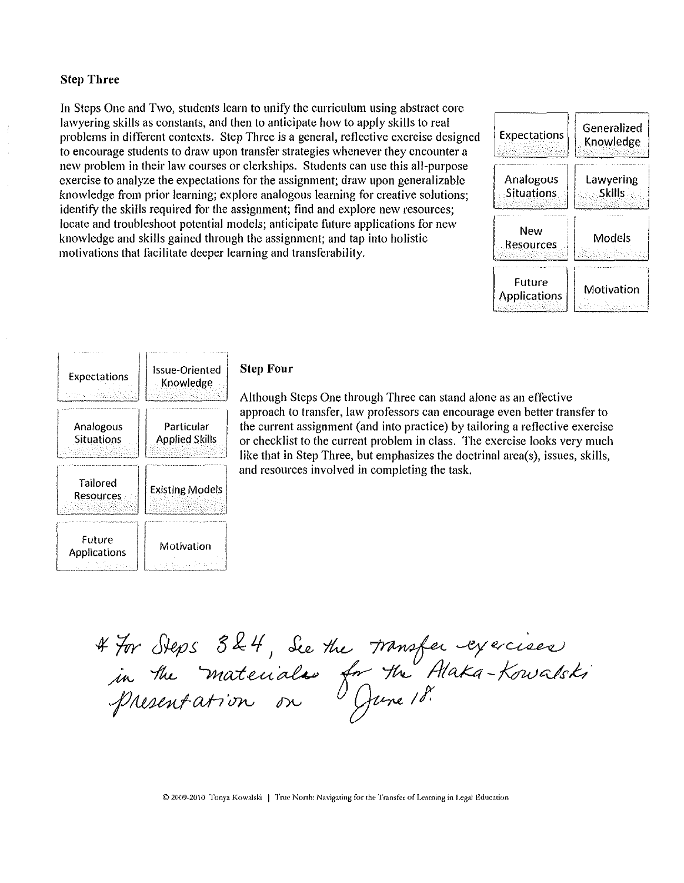### Step Three

In Steps One and Two, students learn to unify the curriculum using abstract core lawyering skills as constants, and then to anticipate how to apply skills to real problems in different contexts. Step Three is a general, reflective exercise designed to encourage students to draw upon transfer strategies whenever they encounter a new problem in their law courses or clerkships. Students can use this all-purpose exercise to analyze the expectations for the assignment; draw upon generalizable knowledge from prior learning; explore analogous learning for creative solutions; identify the skills required for the assignment; find and explore new resources; locate and troubleshoot potential models; anticipate future applications for new knowledge and skills gained through the assignment; and tap into holistic motivations that facilitate deeper learning and transferability.

| | |
|---|---|
| Expectations | Generalized Knowledge |
| Analogous Situations | Lawyering Skills |
| New Resources | Models |
| Future Applications | Motivation |

### Step Four

Although Steps One through Three can stand alone as an effective approach to transfer, law professors can encourage even better transfer to the current assignment (and into practice) by tailoring a reflective exercise or checklist to the current problem in class. The exercise looks very much like that in Step Three, but emphasizes the doctrinal area(s), issues, skills, and resources involved in completing the task.

| | |
|---|---|
| Expectations | Issue-Oriented Knowledge |
| Analogous Situations | Particular Applied Skills |
| Tailored Resources | Existing Models |
| Future Applications | Motivation |

\* For Steps 3 & 4, see the transfer exercises in the materials for the Alaka-Kowalski presentation on June 18.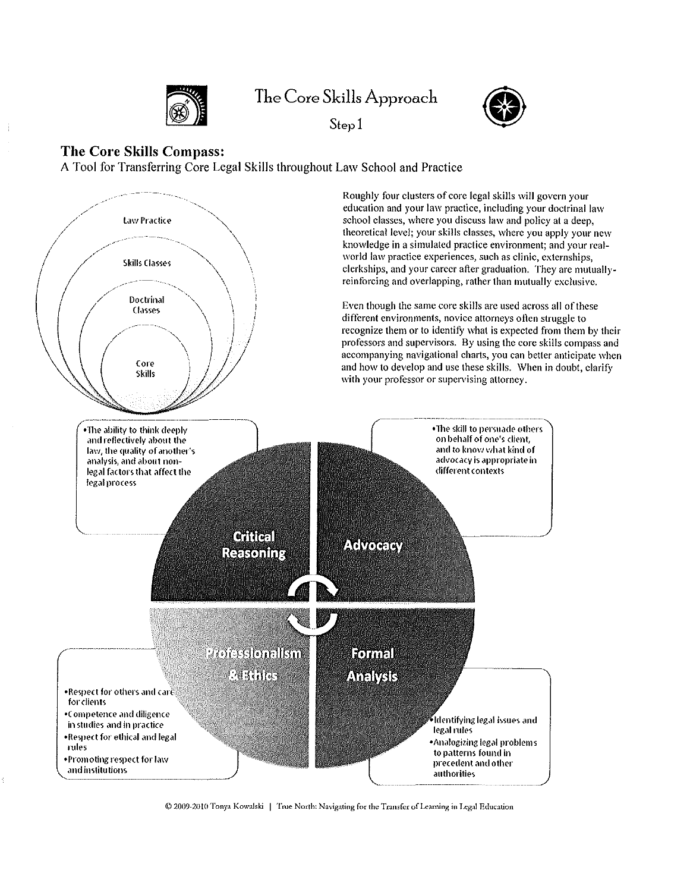# The Core Skills Approach

Step 1

## The Core Skills Compass:

A Tool for Transferring Core Legal Skills throughout Law School and Practice

Law Practice

Skills Classes

Doctrinal Classes

Core Skills

Roughly four clusters of core legal skills will govern your education and your law practice, including your doctrinal law school classes, where you discuss law and policy at a deep, theoretical level; your skills classes, where you apply your new knowledge in a simulated practice environment; and your real-world law practice experiences, such as clinic, externships, clerkships, and your career after graduation. They are mutually-reinforcing and overlapping, rather than mutually exclusive.

Even though the same core skills are used across all of these different environments, novice attorneys often struggle to recognize them or to identify what is expected from them by their professors and supervisors. By using the core skills compass and accompanying navigational charts, you can better anticipate when and how to develop and use these skills. When in doubt, clarify with your professor or supervising attorney.

**Critical Reasoning**

- The ability to think deeply and reflectively about the law, the quality of another's analysis, and about non-legal factors that affect the legal process

**Advocacy**

- The skill to persuade others on behalf of one's client, and to know what kind of advocacy is appropriate in different contexts

**Professionalism & Ethics**

- Respect for others and care for clients
- Competence and diligence in studies and in practice
- Respect for ethical and legal rules
- Promoting respect for law and institutions

**Formal Analysis**

- Identifying legal issues and legal rules
- Analogizing legal problems to patterns found in precedent and other authorities

© 2009-2010 Tonya Kowalski | True North: Navigating for the Transfer of Learning in Legal Education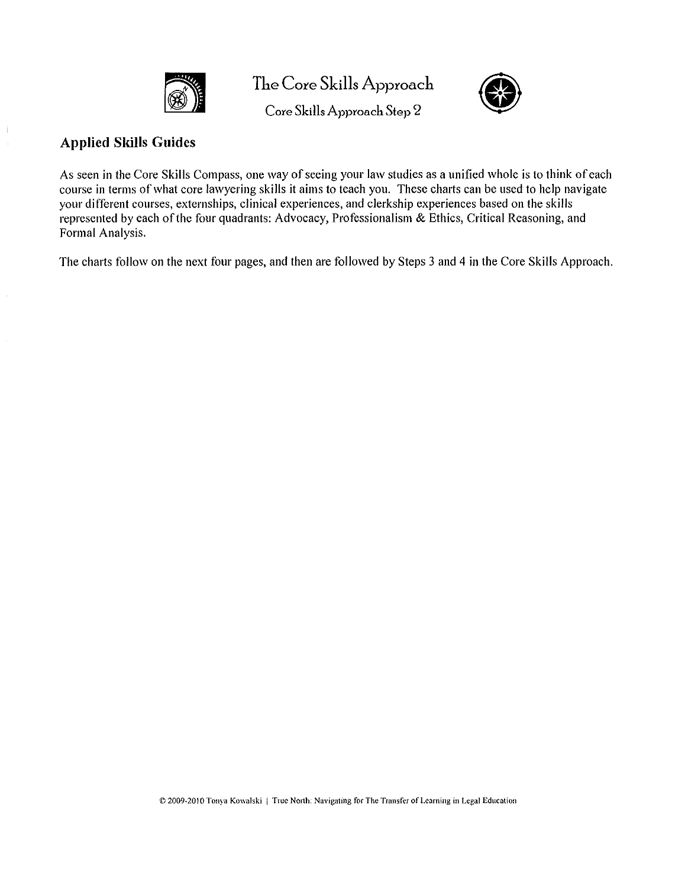# The Core Skills Approach

Core Skills Approach Step 2

## Applied Skills Guides

As seen in the Core Skills Compass, one way of seeing your law studies as a unified whole is to think of each course in terms of what core lawyering skills it aims to teach you. These charts can be used to help navigate your different courses, externships, clinical experiences, and clerkship experiences based on the skills represented by each of the four quadrants: Advocacy, Professionalism & Ethics, Critical Reasoning, and Formal Analysis.

The charts follow on the next four pages, and then are followed by Steps 3 and 4 in the Core Skills Approach.

© 2009-2010 Tonya Kowalski | True North: Navigating for The Transfer of Learning in Legal Education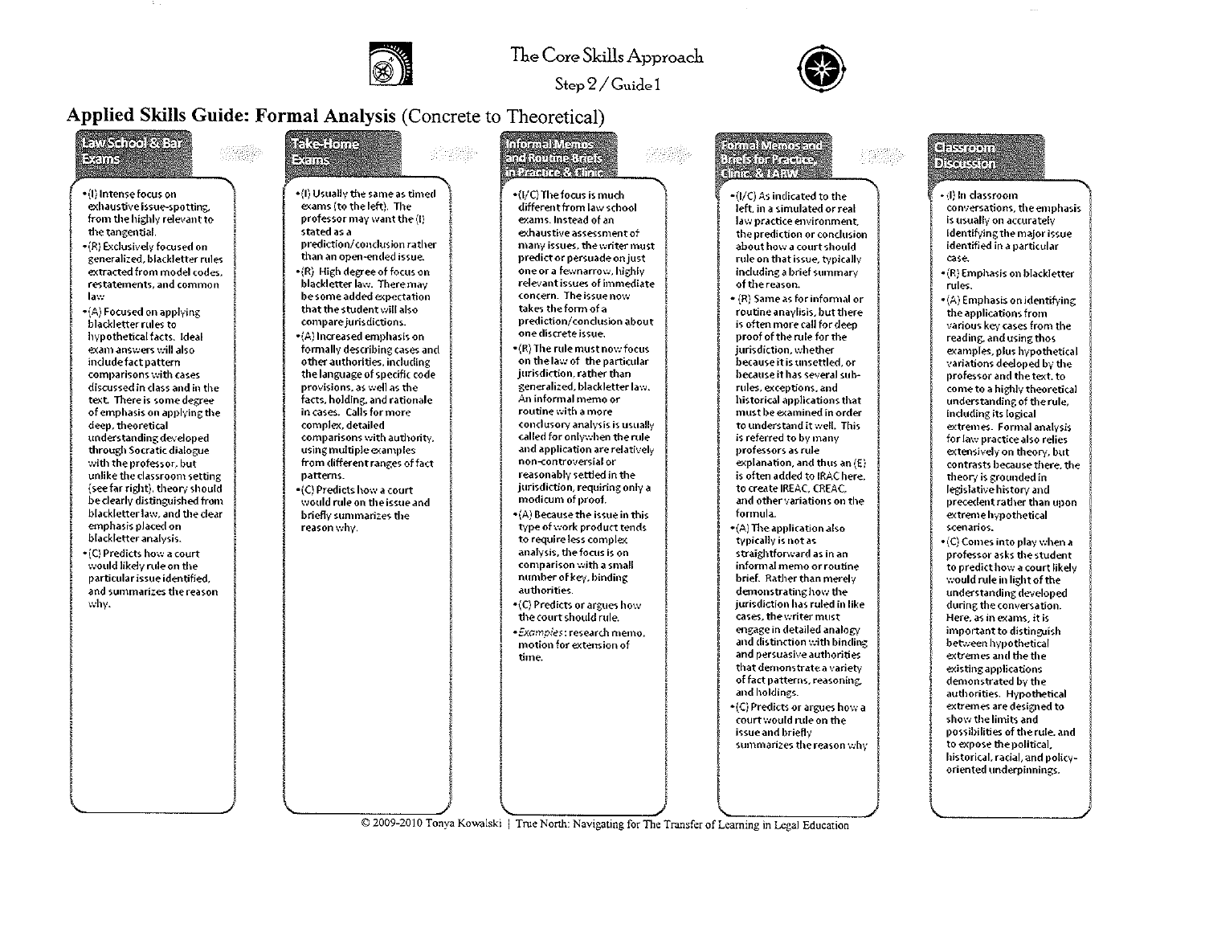The Core Skills Approach

Step 2 / Guide 1

# Applied Skills Guide: Formal Analysis (Concrete to Theoretical)

## Law School & Bar Exams

- (I) Intense focus on exhaustive issue-spotting, from the highly relevant to the tangential.
- (R) Exclusively focused on generalized, blackletter rules extracted from model codes, restatements, and common law.
- (A) Focused on applying blackletter rules to hypothetical facts. Ideal exam answers will also include fact pattern comparisons with cases discussed in class and in the text. There is some degree of emphasis on applying the deep, theoretical understanding developed through Socratic dialogue with the professor, but unlike the classroom setting (see far right), theory should be clearly distinguished from blackletter law, and the clear emphasis placed on blackletter analysis.
- (C) Predicts how a court would likely rule on the particular issue identified, and summarizes the reason why.

## Take-Home Exams

- (I) Usually the same as timed exams (to the left). The professor may want the (I) stated as a prediction/conclusion rather than an open-ended issue.
- (R) High degree of focus on blackletter law. There may be some added expectation that the student will also compare jurisdictions.
- (A) Increased emphasis on formally describing cases and other authorities, including the language of specific code provisions, as well as the facts, holding, and rationale in cases. Calls for more complex, detailed comparisons with authority, using multiple examples from different ranges of fact patterns.
- (C) Predicts how a court would rule on the issue and briefly summarizes the reason why.

## Informal Memos and Routine Briefs in Practice & Clinic

- (I/C) The focus is much different from law school exams. Instead of an exhaustive assessment of many issues, the writer must predict or persuade on just one or a fewnarrow, highly relevant issues of immediate concern. The issue now takes the form of a prediction/conclusion about one discrete issue.
- (R) The rule must now focus on the law of the particular jurisdiction, rather than generalized, blackletter law. An informal memo or routine with a more conclusory analysis is usually called for onlywhen the rule and application are relatively non-controversial or reasonably settled in the jurisdiction, requiring only a modicum of proof.
- (A) Because the issue in this type of work product tends to require less complex analysis, the focus is on comparison with a small number of key, binding authorities.
- (C) Predicts or argues how the court should rule.
- *Examples*: research memo, motion for extension of time.

## Formal Memos and Briefs for Practice, Clinic, & LARW

- (I/C) As indicated to the left, in a simulated or real law practice environment, the prediction or conclusion about how a court should rule on that issue, typically including a brief summary of the reason.
- (R) Same as for informal or routine anaylisis, but there is often more call for deep proof of the rule for the jurisdiction, whether because it is unsettled, or because it has several sub-rules, exceptions, and historical applications that must be examined in order to understand it well. This is referred to by many professors as rule explanation, and thus an (E) is often added to IRAC here, to create IREAC, CREAC, and other variations on the formula.
- (A) The application also typically is not as straightforward as in an informal memo or routine brief. Rather than merely demonstrating how the jurisdiction has ruled in like cases, the writer must engage in detailed analogy and distinction with binding and persuasive authorities that demonstrate a variety of fact patterns, reasoning, and holdings.
- (C) Predicts or argues how a court would rule on the issue and briefly summarizes the reason why

## Classroom Discussion

- (I) In classroom conversations, the emphasis is usually on accurately identifying the major issue identified in a particular case.
- (R) Emphasis on blackletter rules.
- (A) Emphasis on identifying the applications from various key cases from the reading, and using thos examples, plus hypothetical variations deveoped by the professor and the text, to come to a highly theoretical understanding of the rule, including its logical extremes. Formal analysis for law practice also relies extensively on theory, but contrasts because there, the theory is grounded in legislative history and precedent rather than upon extreme hypothetical scenarios.
- (C) Comes into play when a professor asks the student to predict how a court likely would rule in light of the understanding developed during the conversation. Here, as in exams, it is important to distinguish between hypothetical extremes and the the existing applications demonstrated by the authorities. Hypothetical extremes are designed to show the limits and possibilities of the rule, and to expose the political, historical, racial, and policy-oriented underpinnings.

© 2009-2010 Tonya Kowalski | True North: Navigating for The Transfer of Learning in Legal Education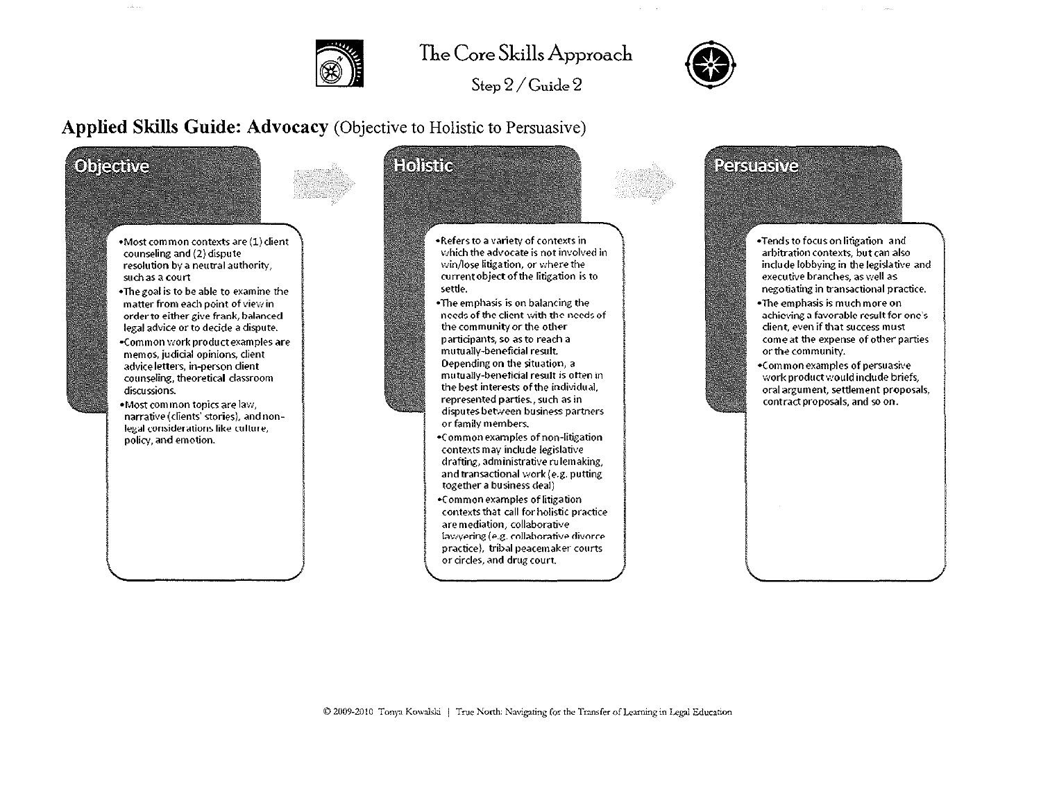# The Core Skills Approach

Step 2 / Guide 2

## Applied Skills Guide: Advocacy (Objective to Holistic to Persuasive)

### Objective

- Most common contexts are (1) client counseling and (2) dispute resolution by a neutral authority, such as a court
- The goal is to be able to examine the matter from each point of view in order to either give frank, balanced legal advice or to decide a dispute.
- Common work product examples are memos, judicial opinions, client advice letters, in-person client counseling, theoretical classroom discussions.
- Most common topics are law, narrative (clients' stories), and non-legal considerations like culture, policy, and emotion.

### Holistic

- Refers to a variety of contexts in which the advocate is not involved in win/lose litigation, or where the current object of the litigation is to settle.
- The emphasis is on balancing the needs of the client with the needs of the community or the other participants, so as to reach a mutually-beneficial result. Depending on the situation, a mutually-beneficial result is often in the best interests of the individual, represented parties., such as in disputes between business partners or family members.
- Common examples of non-litigation contexts may include legislative drafting, administrative rulemaking, and transactional work (e.g. putting together a business deal)
- Common examples of litigation contexts that call for holistic practice are mediation, collaborative lawyering (e.g. collaborative divorce practice), tribal peacemaker courts or circles, and drug court.

### Persuasive

- Tends to focus on litigation and arbitration contexts, but can also include lobbying in the legislative and executive branches, as well as negotiating in transactional practice.
- The emphasis is much more on achieving a favorable result for one's client, even if that success must come at the expense of other parties or the community.
- Common examples of persuasive work product would include briefs, oral argument, settlement proposals, contract proposals, and so on.

© 2009-2010 Tonya Kowalski | True North: Navigating for the Transfer of Learning in Legal Education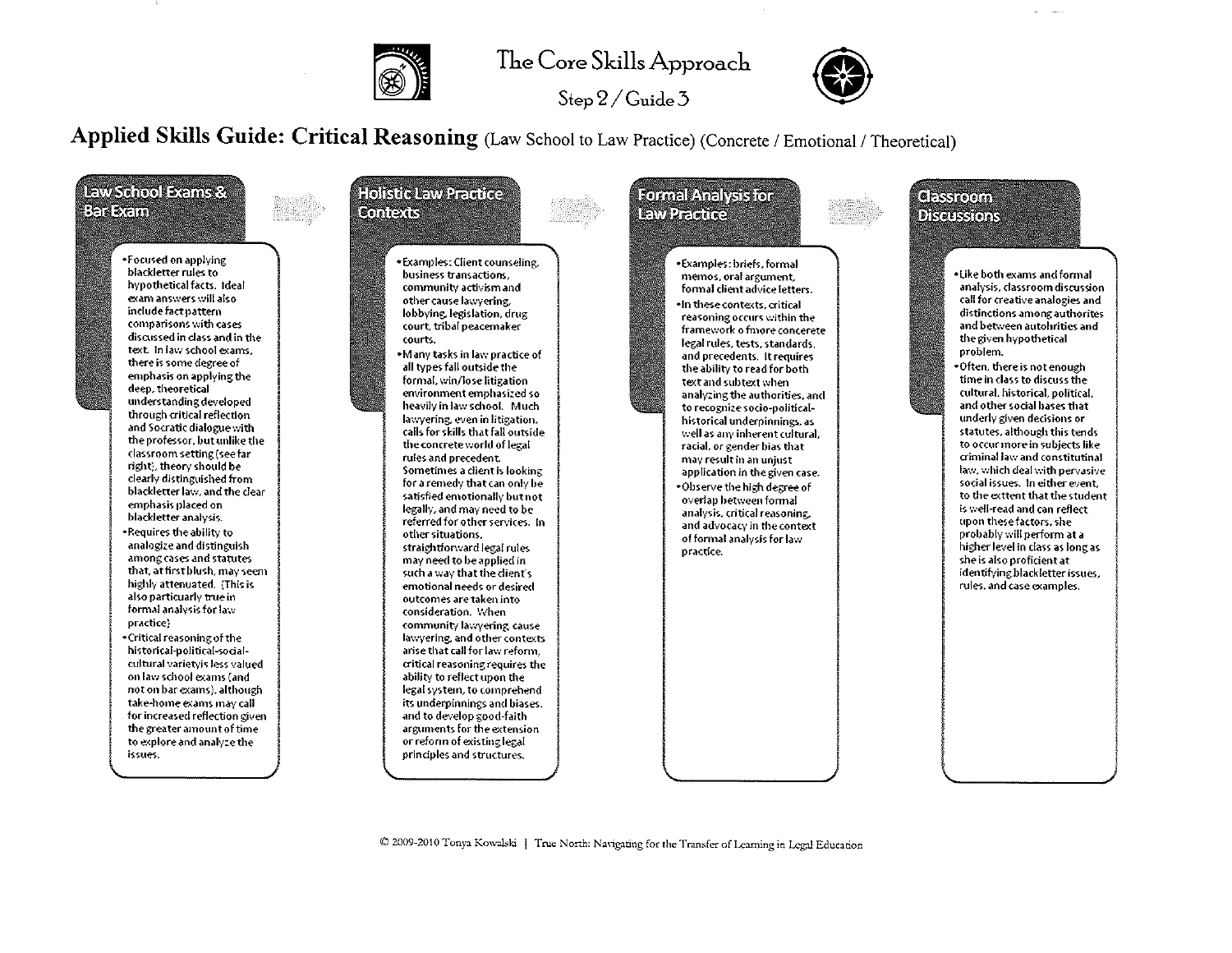# The Core Skills Approach

Step 2 / Guide 3

## Applied Skills Guide: Critical Reasoning (Law School to Law Practice) (Concrete / Emotional / Theoretical)

### Law School Exams & Bar Exam

- Focused on applying blackletter rules to hypothetical facts. Ideal exam answers will also include fact pattern comparisons with cases discussed in class and in the text. In law school exams, there is some degree of emphasis on applying the deep, theoretical understanding developed through critical reflection and Socratic dialogue with the professor, but unlike the classroom setting (see far right), theory should be clearly distinguished from blackletter law, and the clear emphasis placed on blackletter analysis.
- Requires the ability to analogize and distinguish among cases and statutes that, at first blush, may seem highly attenuated. (This is also particuarly true in formal analysis for law practice)
- Critical reasoning of the historical-political-social-cultural varietyis less valued on law school exams (and not on bar exams), although take-home exams may call for increased reflection given the greater amount of time to explore and analyze the issues.

### Holistic Law Practice Contexts

- Examples: Client counseling, business transactions, community activism and other cause lawyering, lobbying, legislation, drug court, tribal peacemaker courts.
- Many tasks in law practice of all types fall outside the formal, win/lose litigation environment emphasized so heavily in law school. Much lawyering, even in litigation, calls for skills that fall outside the concrete world of legal rules and precedent. Sometimes a client is looking for a remedy that can only be satisfied emotionally but not legally, and may need to be referred for other services. In other situations, straightforward legal rules may need to be applied in such a way that the client's emotional needs or desired outcomes are taken into consideration. When community lawyering, cause lawyering, and other contexts arise that call for law reform, critical reasoning requires the ability to reflect upon the legal system, to comprehend its underpinnings and biases, and to develop good-faith arguments for the extension or reform of existing legal principles and structures.

### Formal Analysis for Law Practice

- Examples: briefs, formal memos, oral argument, formal client advice letters.
- In these contexts, critical reasoning occurs within the framework o fmore concrete legal rules, tests, standards, and precedents. It requires the ability to read for both text and subtext when analyzing the authorities, and to recognize socio-political-historical underpinnings, as well as any inherent cultural, racial, or gender bias that may result in an unjust application in the given case.
- Observe the high degree of overlap between formal analysis, critical reasoning, and advocacy in the context of formal analysis for law practice.

### Classroom Discussions

- Like both exams and formal analysis, classroom discussion call for creative analogies and distinctions among authorites and between autohrities and the given hypothetical problem.
- Often, there is not enough time in class to discuss the cultural, historical, political, and other social bases that underly given decisions or statutes, although this tends to occur more in subjects like criminal law and constitutinal law, which deal with pervasive social issues. In either event, to the exttent that the student is well-read and can reflect upon these factors, she probably will perform at a higher level in class as long as she is also proficient at identifying blackletter issues, rules, and case examples.

© 2009-2010 Tonya Kowalski | True North: Navigating for the Transfer of Learning in Legal Education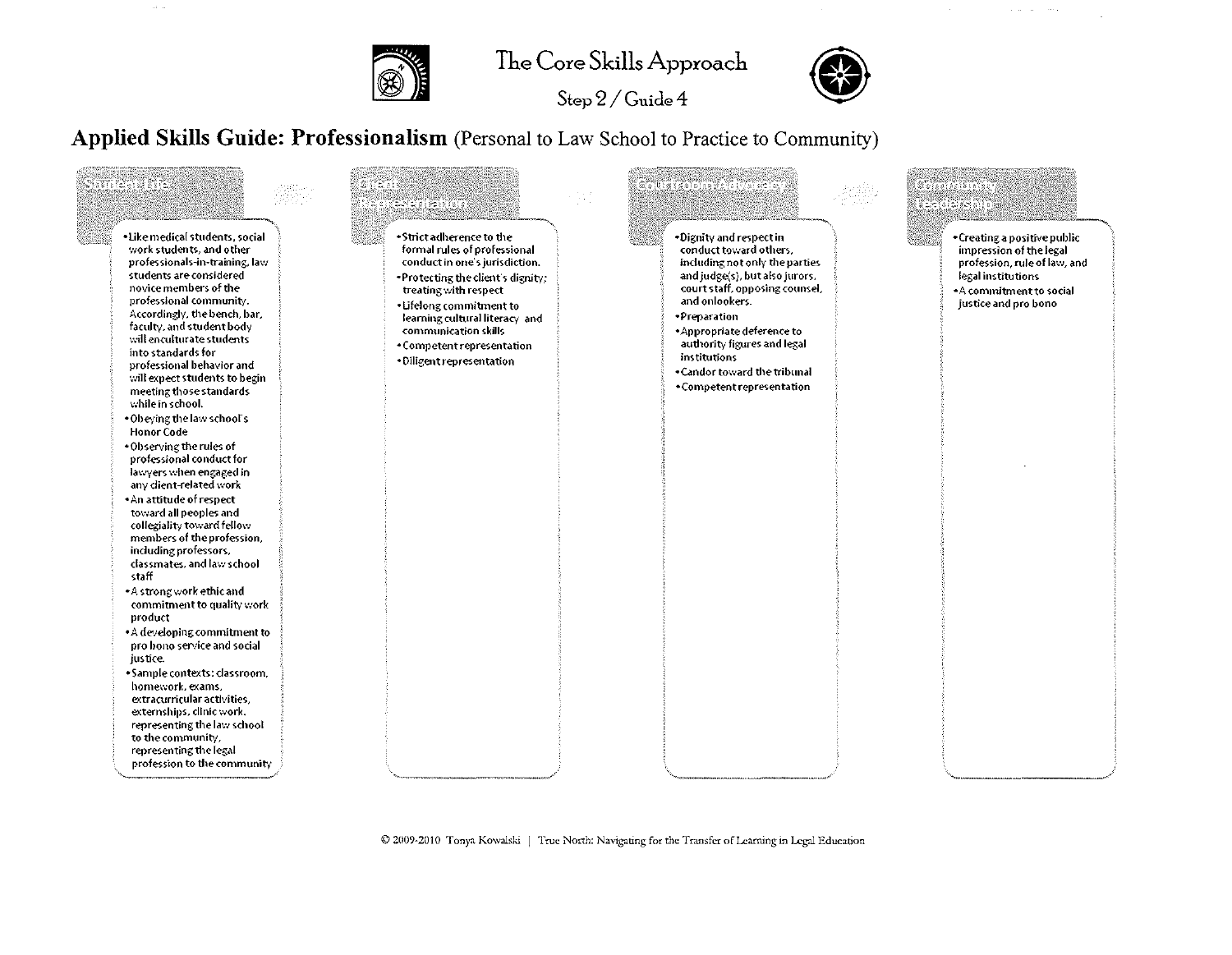# The Core Skills Approach

Step 2 / Guide 4

## Applied Skills Guide: Professionalism (Personal to Law School to Practice to Community)

### Student Life

- Like medical students, social work students, and other professionals-in-training, law students are considered novice members of the professional community. Accordingly, the bench, bar, faculty, and student body will enculturate students into standards for professional behavior and will expect students to begin meeting those standards while in school.
- Obeying the law school's Honor Code
- Observing the rules of professional conduct for lawyers when engaged in any client-related work
- An attitude of respect toward all peoples and collegiality toward fellow members of the profession, including professors, classmates, and law school staff
- A strong work ethic and commitment to quality work product
- A developing commitment to pro bono service and social justice.
- Sample contexts: classroom, homework, exams, extracurricular activities, externships, clinic work, representing the law school to the community, representing the legal profession to the community

### Client Representation

- Strict adherence to the formal rules of professional conduct in one's jurisdiction.
- Protecting the client's dignity; treating with respect
- Lifelong commitment to learning cultural literacy and communication skills
- Competent representation
- Diligent representation

### Courtroom Advocacy

- Dignity and respect in conduct toward others, including not only the parties and judge(s), but also jurors, court staff, opposing counsel, and onlookers.
- Preparation
- Appropriate deference to authority figures and legal institutions
- Candor toward the tribunal
- Competent representation

### Community Leadership

- Creating a positive public impression of the legal profession, rule of law, and legal institutions
- A commitment to social justice and pro bono

© 2009-2010 Tonya Kowalski | True North: Navigating for the Transfer of Learning in Legal Education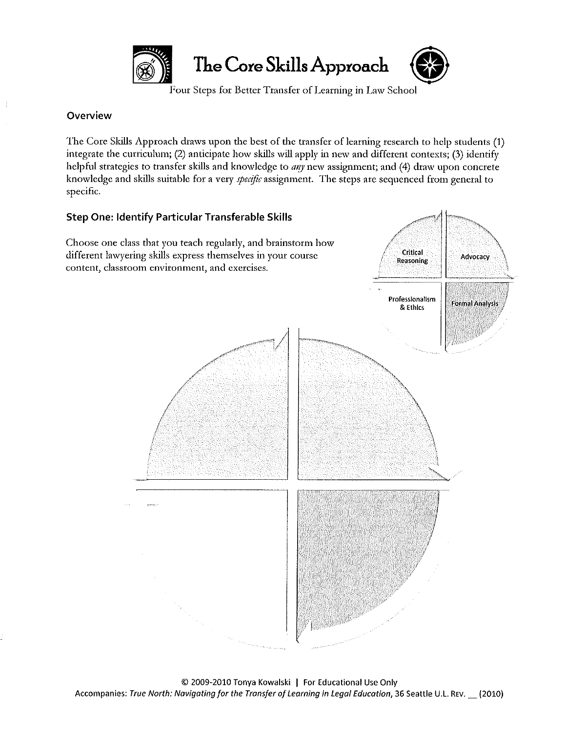# The Core Skills Approach

Four Steps for Better Transfer of Learning in Law School

## Overview

The Core Skills Approach draws upon the best of the transfer of learning research to help students (1) integrate the curriculum; (2) anticipate how skills will apply in new and different contexts; (3) identify helpful strategies to transfer skills and knowledge to *any* new assignment; and (4) draw upon concrete knowledge and skills suitable for a very *specific* assignment. The steps are sequenced from general to specific.

## Step One: Identify Particular Transferable Skills

Choose one class that you teach regularly, and brainstorm how different lawyering skills express themselves in your course content, classroom environment, and exercises.

Critical Reasoning

Advocacy

Professionalism & Ethics

Formal Analysis

© 2009-2010 Tonya Kowalski | For Educational Use Only

Accompanies: *True North: Navigating for the Transfer of Learning in Legal Education*, 36 Seattle U.L. Rev. __ (2010)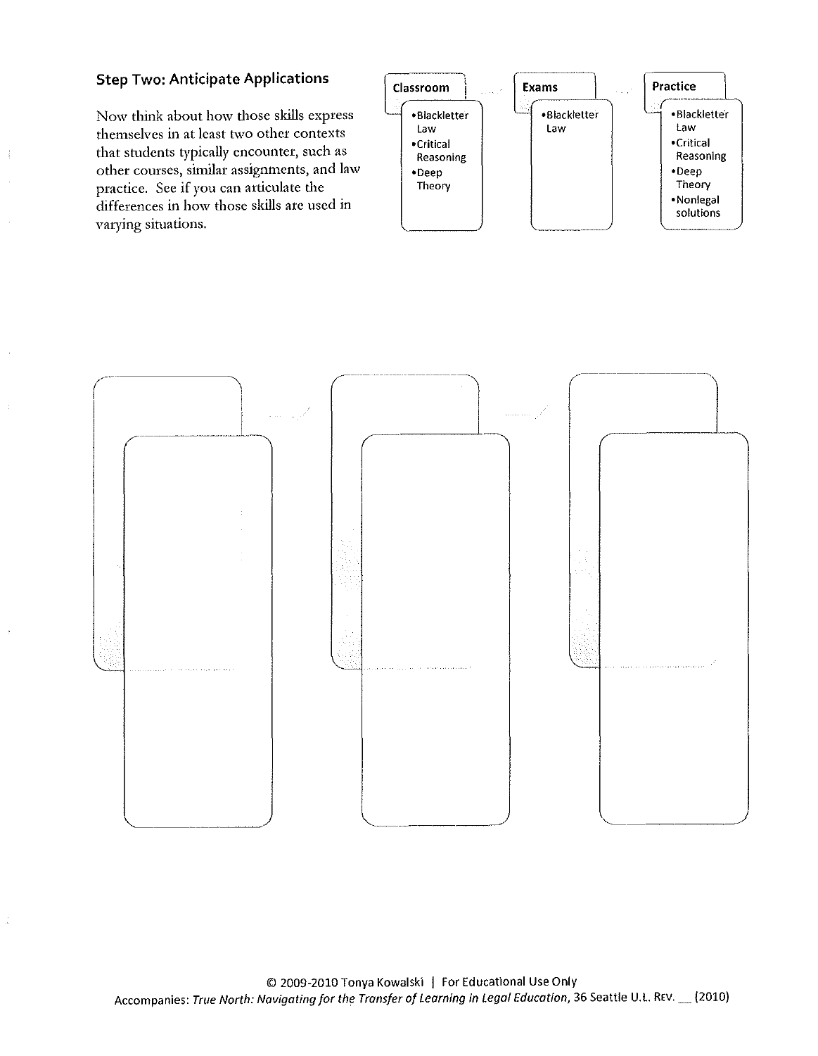### Step Two: Anticipate Applications

Now think about how those skills express themselves in at least two other contexts that students typically encounter, such as other courses, similar assignments, and law practice. See if you can articulate the differences in how those skills are used in varying situations.

| Classroom | Exams | Practice |
| --- | --- | --- |
| • Blackletter Law<br>• Critical Reasoning<br>• Deep Theory | • Blackletter Law | • Blackletter Law<br>• Critical Reasoning<br>• Deep Theory<br>• Nonlegal solutions |

© 2009-2010 Tonya Kowalski | For Educational Use Only

Accompanies: *True North: Navigating for the Transfer of Learning in Legal Education*, 36 Seattle U.L. Rev. __ (2010)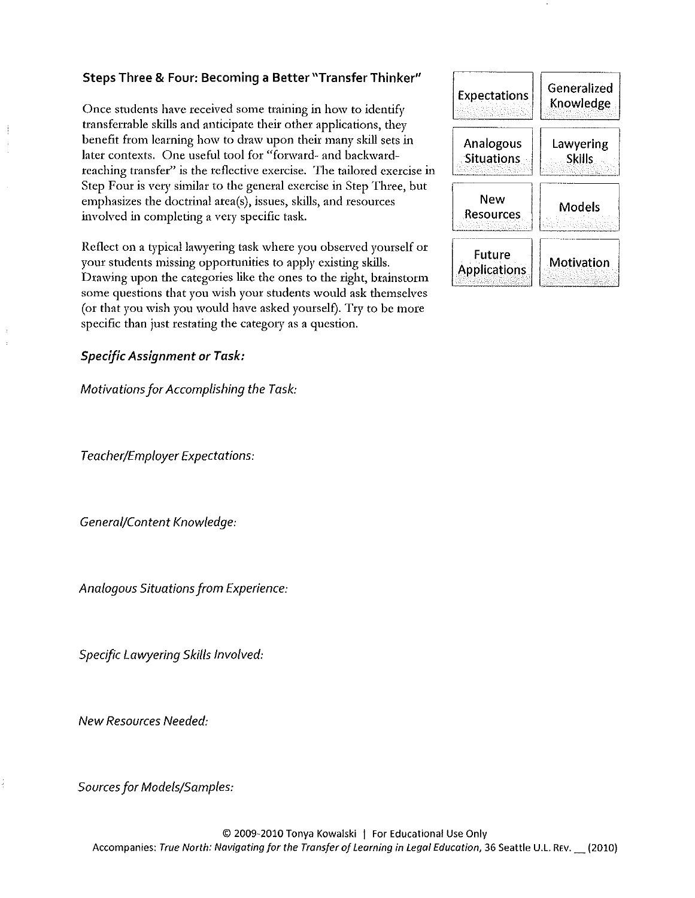### Steps Three & Four: Becoming a Better "Transfer Thinker"

Once students have received some training in how to identify transferrable skills and anticipate their other applications, they benefit from learning how to draw upon their many skill sets in later contexts. One useful tool for "forward- and backward-reaching transfer" is the reflective exercise. The tailored exercise in Step Four is very similar to the general exercise in Step Three, but emphasizes the doctrinal area(s), issues, skills, and resources involved in completing a very specific task.

| Expectations | Generalized Knowledge |
|---|---|
| Analogous Situations | Lawyering Skills |
| New Resources | Models |
| Future Applications | Motivation |

Reflect on a typical lawyering task where you observed yourself or your students missing opportunities to apply existing skills. Drawing upon the categories like the ones to the right, brainstorm some questions that you wish your students would ask themselves (or that you wish you would have asked yourself). Try to be more specific than just restating the category as a question.

***Specific Assignment or Task:***

*Motivations for Accomplishing the Task:*

*Teacher/Employer Expectations:*

*General/Content Knowledge:*

*Analogous Situations from Experience:*

*Specific Lawyering Skills Involved:*

*New Resources Needed:*

*Sources for Models/Samples:*

© 2009-2010 Tonya Kowalski | For Educational Use Only
Accompanies: *True North: Navigating for the Transfer of Learning in Legal Education*, 36 Seattle U.L. Rev. __ (2010)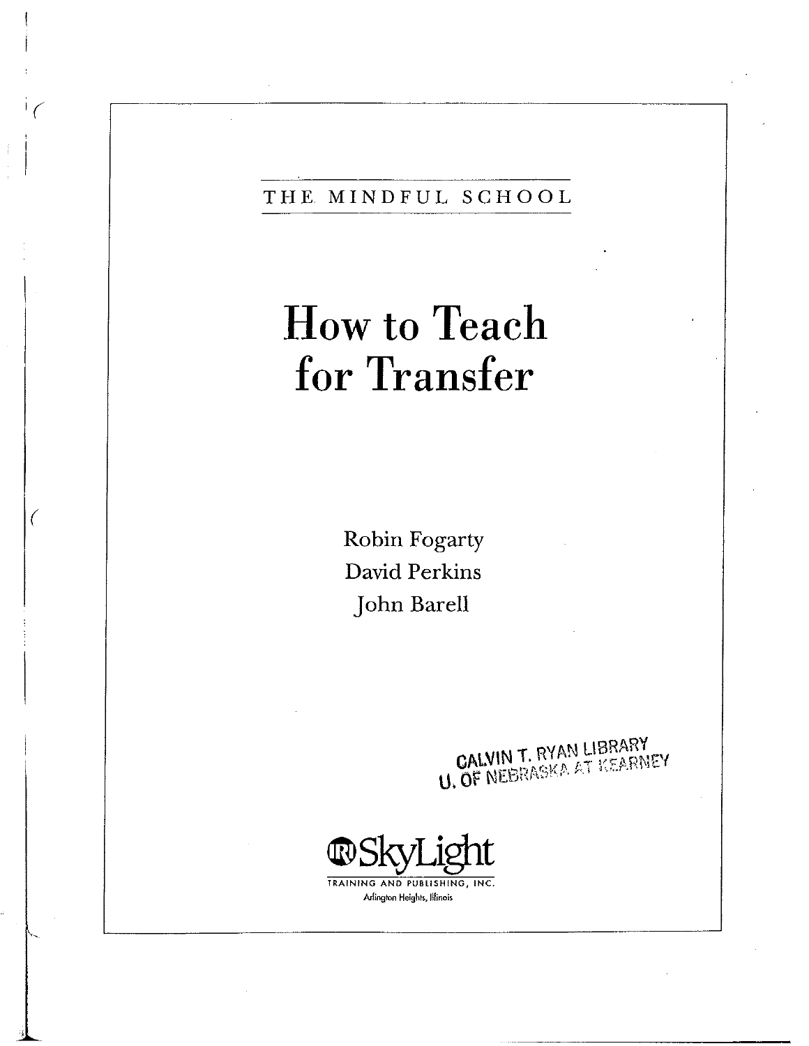THE MINDFUL SCHOOL

# How to Teach for Transfer

Robin Fogarty
David Perkins
John Barell

CALVIN T. RYAN LIBRARY
U. OF NEBRASKA AT KEARNEY

SkyLight
TRAINING AND PUBLISHING, INC.
Arlington Heights, Illinois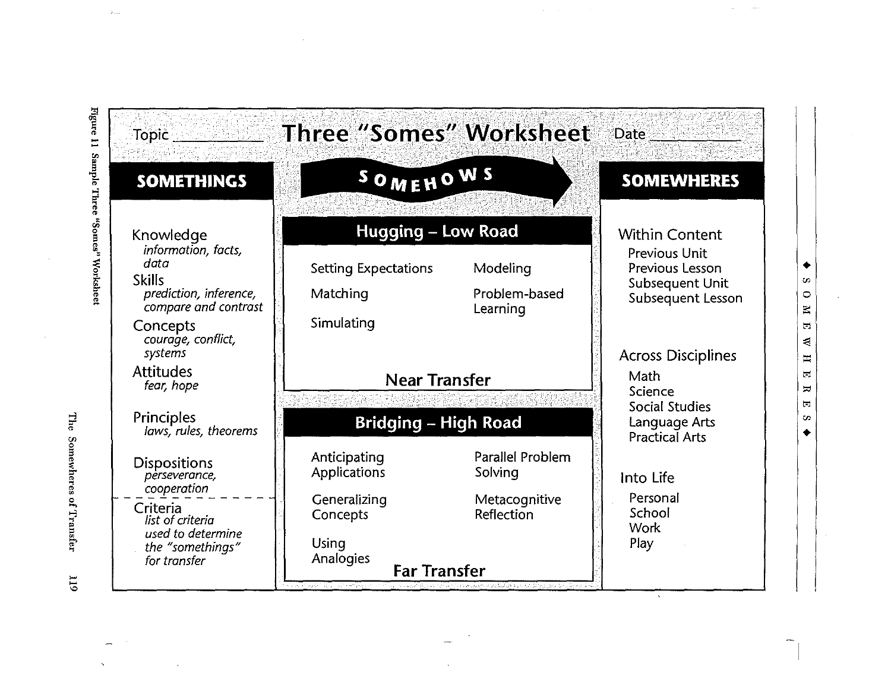# Three "Somes" Worksheet

Topic \_\_\_\_\_\_\_\_\_\_ Date \_\_\_\_\_\_\_\_\_\_

## SOMETHINGS

Knowledge
*information, facts, data*

Skills
*prediction, inference, compare and contrast*

Concepts
*courage, conflict, systems*

Attitudes
*fear, hope*

Principles
*laws, rules, theorems*

Dispositions
*perseverance, cooperation*

---

Criteria
*list of criteria used to determine the "somethings" for transfer*

## SOMEHOWS

### Hugging – Low Road

- Setting Expectations
- Matching
- Simulating
- Modeling
- Problem-based Learning

**Near Transfer**

### Bridging – High Road

- Anticipating Applications
- Generalizing Concepts
- Using Analogies
- Parallel Problem Solving
- Metacognitive Reflection

**Far Transfer**

## SOMEWHERES

Within Content
- Previous Unit
- Previous Lesson
- Subsequent Unit
- Subsequent Lesson

Across Disciplines
- Math
- Science
- Social Studies
- Language Arts
- Practical Arts

Into Life
- Personal
- School
- Work
- Play

Figure 11 Sample Three "Somes" Worksheet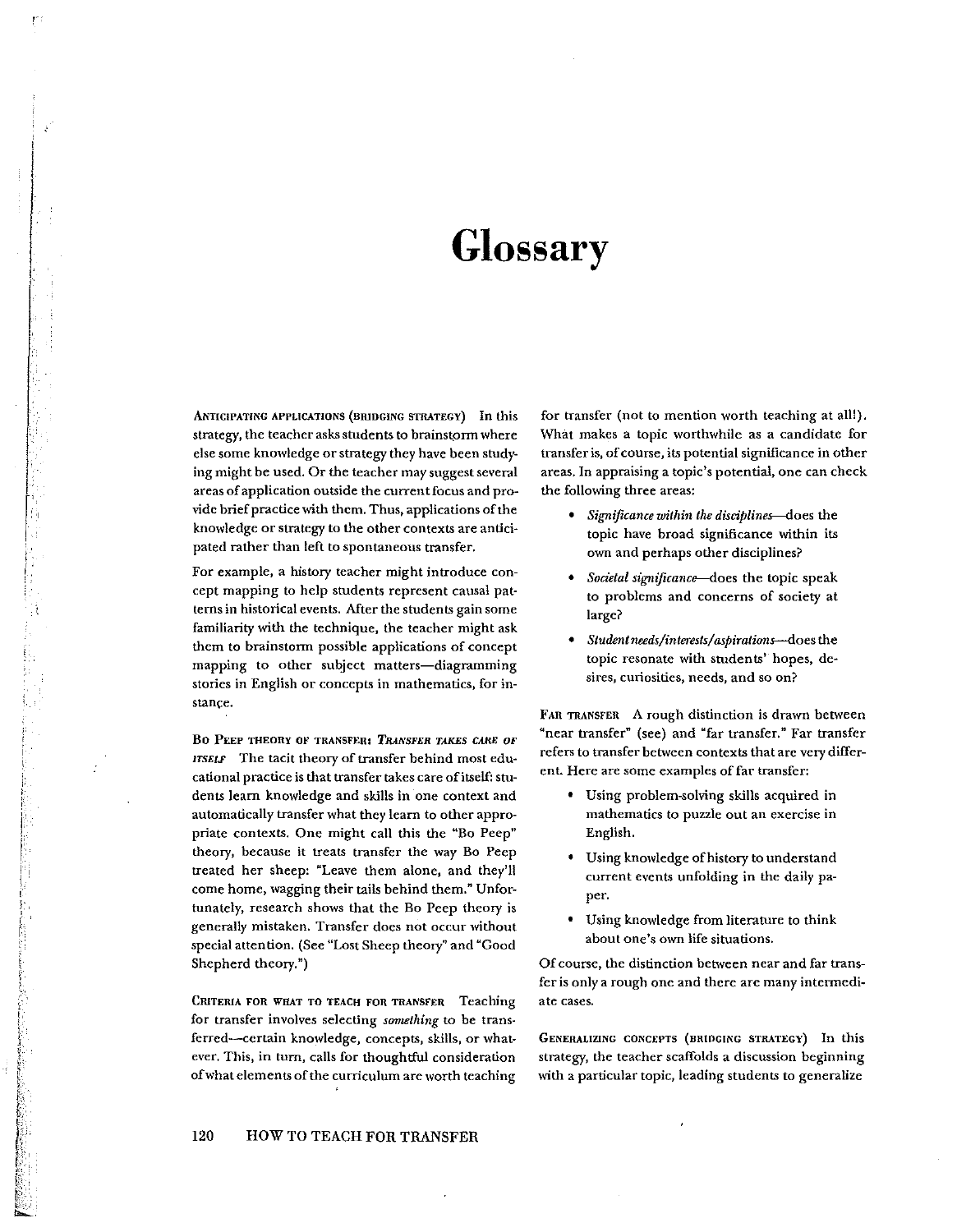# Glossary

**Anticipating applications (bridging strategy)** In this strategy, the teacher asks students to brainstorm where else some knowledge or strategy they have been studying might be used. Or the teacher may suggest several areas of application outside the current focus and provide brief practice with them. Thus, applications of the knowledge or strategy to the other contexts are anticipated rather than left to spontaneous transfer.

For example, a history teacher might introduce concept mapping to help students represent causal patterns in historical events. After the students gain some familiarity with the technique, the teacher might ask them to brainstorm possible applications of concept mapping to other subject matters—diagramming stories in English or concepts in mathematics, for instance.

**Bo Peep theory of transfer: *Transfer takes care of itself*** The tacit theory of transfer behind most educational practice is that transfer takes care of itself: students learn knowledge and skills in one context and automatically transfer what they learn to other appropriate contexts. One might call this the "Bo Peep" theory, because it treats transfer the way Bo Peep treated her sheep: "Leave them alone, and they'll come home, wagging their tails behind them." Unfortunately, research shows that the Bo Peep theory is generally mistaken. Transfer does not occur without special attention. (See "Lost Sheep theory" and "Good Shepherd theory.")

**Criteria for what to teach for transfer** Teaching for transfer involves selecting *something* to be transferred—certain knowledge, concepts, skills, or whatever. This, in turn, calls for thoughtful consideration of what elements of the curriculum are worth teaching for transfer (not to mention worth teaching at all!). What makes a topic worthwhile as a candidate for transfer is, of course, its potential significance in other areas. In appraising a topic's potential, one can check the following three areas:

- *Significance within the disciplines*—does the topic have broad significance within its own and perhaps other disciplines?
- *Societal significance*—does the topic speak to problems and concerns of society at large?
- *Student needs/interests/aspirations*—does the topic resonate with students' hopes, desires, curiosities, needs, and so on?

**Far transfer** A rough distinction is drawn between "near transfer" (see) and "far transfer." Far transfer refers to transfer between contexts that are very different. Here are some examples of far transfer:

- Using problem-solving skills acquired in mathematics to puzzle out an exercise in English.
- Using knowledge of history to understand current events unfolding in the daily paper.
- Using knowledge from literature to think about one's own life situations.

Of course, the distinction between near and far transfer is only a rough one and there are many intermediate cases.

**Generalizing concepts (bridging strategy)** In this strategy, the teacher scaffolds a discussion beginning with a particular topic, leading students to generalize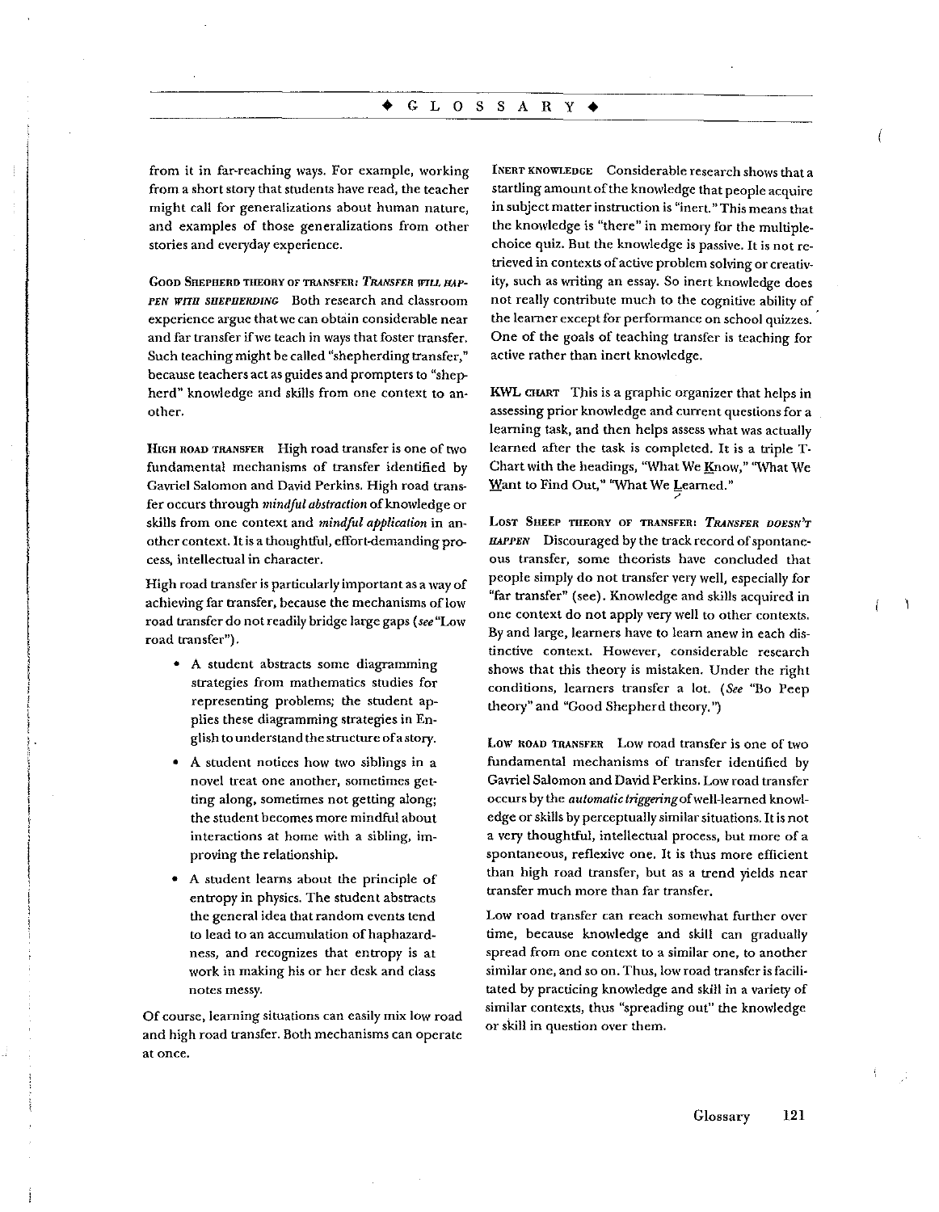from it in far-reaching ways. For example, working from a short story that students have read, the teacher might call for generalizations about human nature, and examples of those generalizations from other stories and everyday experience.

**Good Shepherd theory of transfer: *Transfer will happen with shepherding*** Both research and classroom experience argue that we can obtain considerable near and far transfer if we teach in ways that foster transfer. Such teaching might be called "shepherding transfer," because teachers act as guides and prompters to "shepherd" knowledge and skills from one context to another.

**High road transfer** High road transfer is one of two fundamental mechanisms of transfer identified by Gavriel Salomon and David Perkins. High road transfer occurs through *mindful abstraction* of knowledge or skills from one context and *mindful application* in another context. It is a thoughtful, effort-demanding process, intellectual in character.

High road transfer is particularly important as a way of achieving far transfer, because the mechanisms of low road transfer do not readily bridge large gaps (*see* "Low road transfer").

- A student abstracts some diagramming strategies from mathematics studies for representing problems; the student applies these diagramming strategies in English to understand the structure of a story.
- A student notices how two siblings in a novel treat one another, sometimes getting along, sometimes not getting along; the student becomes more mindful about interactions at home with a sibling, improving the relationship.
- A student learns about the principle of entropy in physics. The student abstracts the general idea that random events tend to lead to an accumulation of haphazardness, and recognizes that entropy is at work in making his or her desk and class notes messy.

Of course, learning situations can easily mix low road and high road transfer. Both mechanisms can operate at once.

**Inert knowledge** Considerable research shows that a startling amount of the knowledge that people acquire in subject matter instruction is "inert." This means that the knowledge is "there" in memory for the multiple-choice quiz. But the knowledge is passive. It is not retrieved in contexts of active problem solving or creativity, such as writing an essay. So inert knowledge does not really contribute much to the cognitive ability of the learner except for performance on school quizzes. One of the goals of teaching transfer is teaching for active rather than inert knowledge.

**KWL chart** This is a graphic organizer that helps in assessing prior knowledge and current questions for a learning task, and then helps assess what was actually learned after the task is completed. It is a triple T-Chart with the headings, "What We Know," "What We Want to Find Out," "What We Learned."

**Lost Sheep theory of transfer: *Transfer doesn't happen*** Discouraged by the track record of spontaneous transfer, some theorists have concluded that people simply do not transfer very well, especially for "far transfer" (see). Knowledge and skills acquired in one context do not apply very well to other contexts. By and large, learners have to learn anew in each distinctive context. However, considerable research shows that this theory is mistaken. Under the right conditions, learners transfer a lot. (*See* "Bo Peep theory" and "Good Shepherd theory.")

**Low road transfer** Low road transfer is one of two fundamental mechanisms of transfer identified by Gavriel Salomon and David Perkins. Low road transfer occurs by the *automatic triggering* of well-learned knowledge or skills by perceptually similar situations. It is not a very thoughtful, intellectual process, but more of a spontaneous, reflexive one. It is thus more efficient than high road transfer, but as a trend yields near transfer much more than far transfer.

Low road transfer can reach somewhat further over time, because knowledge and skill can gradually spread from one context to a similar one, to another similar one, and so on. Thus, low road transfer is facilitated by practicing knowledge and skill in a variety of similar contexts, thus "spreading out" the knowledge or skill in question over them.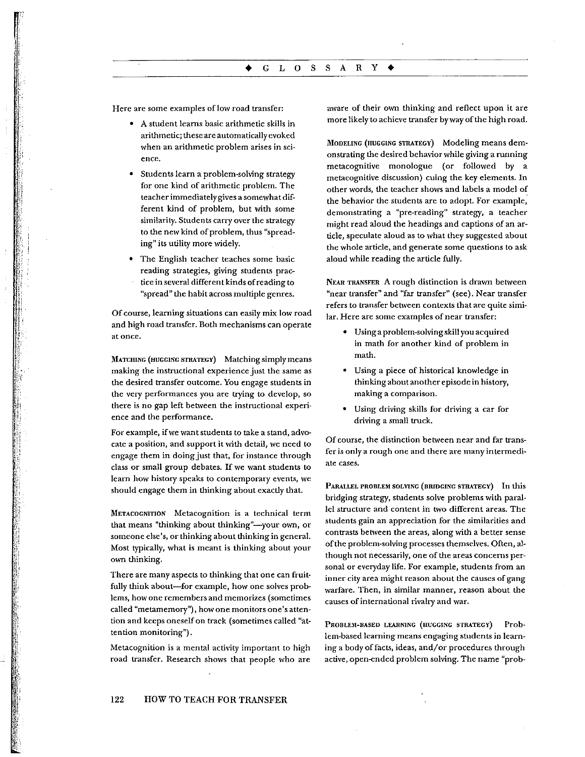Here are some examples of low road transfer:

- A student learns basic arithmetic skills in arithmetic; these are automatically evoked when an arithmetic problem arises in science.
- Students learn a problem-solving strategy for one kind of arithmetic problem. The teacher immediately gives a somewhat different kind of problem, but with some similarity. Students carry over the strategy to the new kind of problem, thus "spreading" its utility more widely.
- The English teacher teaches some basic reading strategies, giving students practice in several different kinds of reading to "spread" the habit across multiple genres.

Of course, learning situations can easily mix low road and high road transfer. Both mechanisms can operate at once.

**MATCHING (HUGGING STRATEGY)** Matching simply means making the instructional experience just the same as the desired transfer outcome. You engage students in the very performances you are trying to develop, so there is no gap left between the instructional experience and the performance.

For example, if we want students to take a stand, advocate a position, and support it with detail, we need to engage them in doing just that, for instance through class or small group debates. If we want students to learn how history speaks to contemporary events, we should engage them in thinking about exactly that.

**METACOGNITION** Metacognition is a technical term that means "thinking about thinking"—your own, or someone else's, or thinking about thinking in general. Most typically, what is meant is thinking about your own thinking.

There are many aspects to thinking that one can fruitfully think about—for example, how one solves problems, how one remembers and memorizes (sometimes called "metamemory"), how one monitors one's attention and keeps oneself on track (sometimes called "attention monitoring").

Metacognition is a mental activity important to high road transfer. Research shows that people who are aware of their own thinking and reflect upon it are more likely to achieve transfer by way of the high road.

**MODELING (HUGGING STRATEGY)** Modeling means demonstrating the desired behavior while giving a running metacognitive monologue (or followed by a metacognitive discussion) cuing the key elements. In other words, the teacher shows and labels a model of the behavior the students are to adopt. For example, demonstrating a "pre-reading" strategy, a teacher might read aloud the headings and captions of an article, speculate aloud as to what they suggested about the whole article, and generate some questions to ask aloud while reading the article fully.

**NEAR TRANSFER** A rough distinction is drawn between "near transfer" and "far transfer" (see). Near transfer refers to transfer between contexts that are quite similar. Here are some examples of near transfer:

- Using a problem-solving skill you acquired in math for another kind of problem in math.
- Using a piece of historical knowledge in thinking about another episode in history, making a comparison.
- Using driving skills for driving a car for driving a small truck.

Of course, the distinction between near and far transfer is only a rough one and there are many intermediate cases.

**PARALLEL PROBLEM SOLVING (BRIDGING STRATEGY)** In this bridging strategy, students solve problems with parallel structure and content in two different areas. The students gain an appreciation for the similarities and contrasts between the areas, along with a better sense of the problem-solving processes themselves. Often, although not necessarily, one of the areas concerns personal or everyday life. For example, students from an inner city area might reason about the causes of gang warfare. Then, in similar manner, reason about the causes of international rivalry and war.

**PROBLEM-BASED LEARNING (HUGGING STRATEGY)** Problem-based learning means engaging students in learning a body of facts, ideas, and/or procedures through active, open-ended problem solving. The name "prob-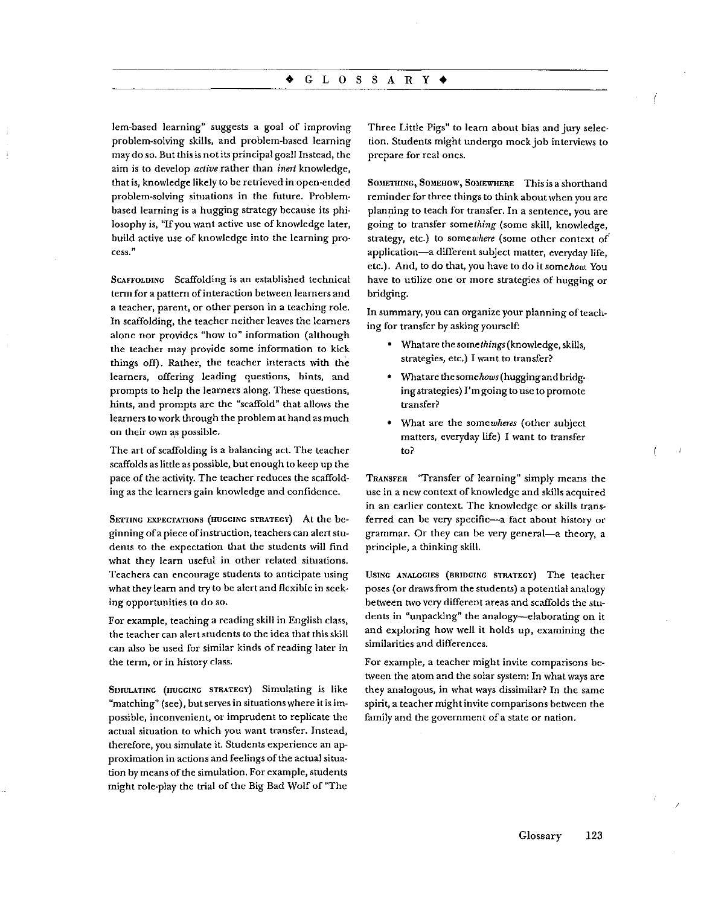lem-based learning" suggests a goal of improving problem-solving skills, and problem-based learning may do so. But this is not its principal goal! Instead, the aim is to develop *active* rather than *inert* knowledge, that is, knowledge likely to be retrieved in open-ended problem-solving situations in the future. Problem-based learning is a hugging strategy because its philosophy is, "If you want active use of knowledge later, build active use of knowledge into the learning process."

**Scaffolding** Scaffolding is an established technical term for a pattern of interaction between learners and a teacher, parent, or other person in a teaching role. In scaffolding, the teacher neither leaves the learners alone nor provides "how to" information (although the teacher may provide some information to kick things off). Rather, the teacher interacts with the learners, offering leading questions, hints, and prompts to help the learners along. These questions, hints, and prompts are the "scaffold" that allows the learners to work through the problem at hand as much on their own as possible.

The art of scaffolding is a balancing act. The teacher scaffolds as little as possible, but enough to keep up the pace of the activity. The teacher reduces the scaffolding as the learners gain knowledge and confidence.

**Setting expectations (hugging strategy)** At the beginning of a piece of instruction, teachers can alert students to the expectation that the students will find what they learn useful in other related situations. Teachers can encourage students to anticipate using what they learn and try to be alert and flexible in seeking opportunities to do so.

For example, teaching a reading skill in English class, the teacher can alert students to the idea that this skill can also be used for similar kinds of reading later in the term, or in history class.

**Simulating (hugging strategy)** Simulating is like "matching" (see), but serves in situations where it is impossible, inconvenient, or imprudent to replicate the actual situation to which you want transfer. Instead, therefore, you simulate it. Students experience an approximation in actions and feelings of the actual situation by means of the simulation. For example, students might role-play the trial of the Big Bad Wolf of "The Three Little Pigs" to learn about bias and jury selection. Students might undergo mock job interviews to prepare for real ones.

**Something, Somehow, Somewhere** This is a shorthand reminder for three things to think about when you are planning to teach for transfer. In a sentence, you are going to transfer some*thing* (some skill, knowledge, strategy, etc.) to some*where* (some other context of application—a different subject matter, everyday life, etc.). And, to do that, you have to do it some*how*. You have to utilize one or more strategies of hugging or bridging.

In summary, you can organize your planning of teaching for transfer by asking yourself:

- What are the some*things* (knowledge, skills, strategies, etc.) I want to transfer?
- What are the some*hows* (hugging and bridging strategies) I'm going to use to promote transfer?
- What are the some*wheres* (other subject matters, everyday life) I want to transfer to?

**Transfer** "Transfer of learning" simply means the use in a new context of knowledge and skills acquired in an earlier context. The knowledge or skills transferred can be very specific—a fact about history or grammar. Or they can be very general—a theory, a principle, a thinking skill.

**Using analogies (bridging strategy)** The teacher poses (or draws from the students) a potential analogy between two very different areas and scaffolds the students in "unpacking" the analogy—elaborating on it and exploring how well it holds up, examining the similarities and differences.

For example, a teacher might invite comparisons between the atom and the solar system: In what ways are they analogous, in what ways dissimilar? In the same spirit, a teacher might invite comparisons between the family and the government of a state or nation.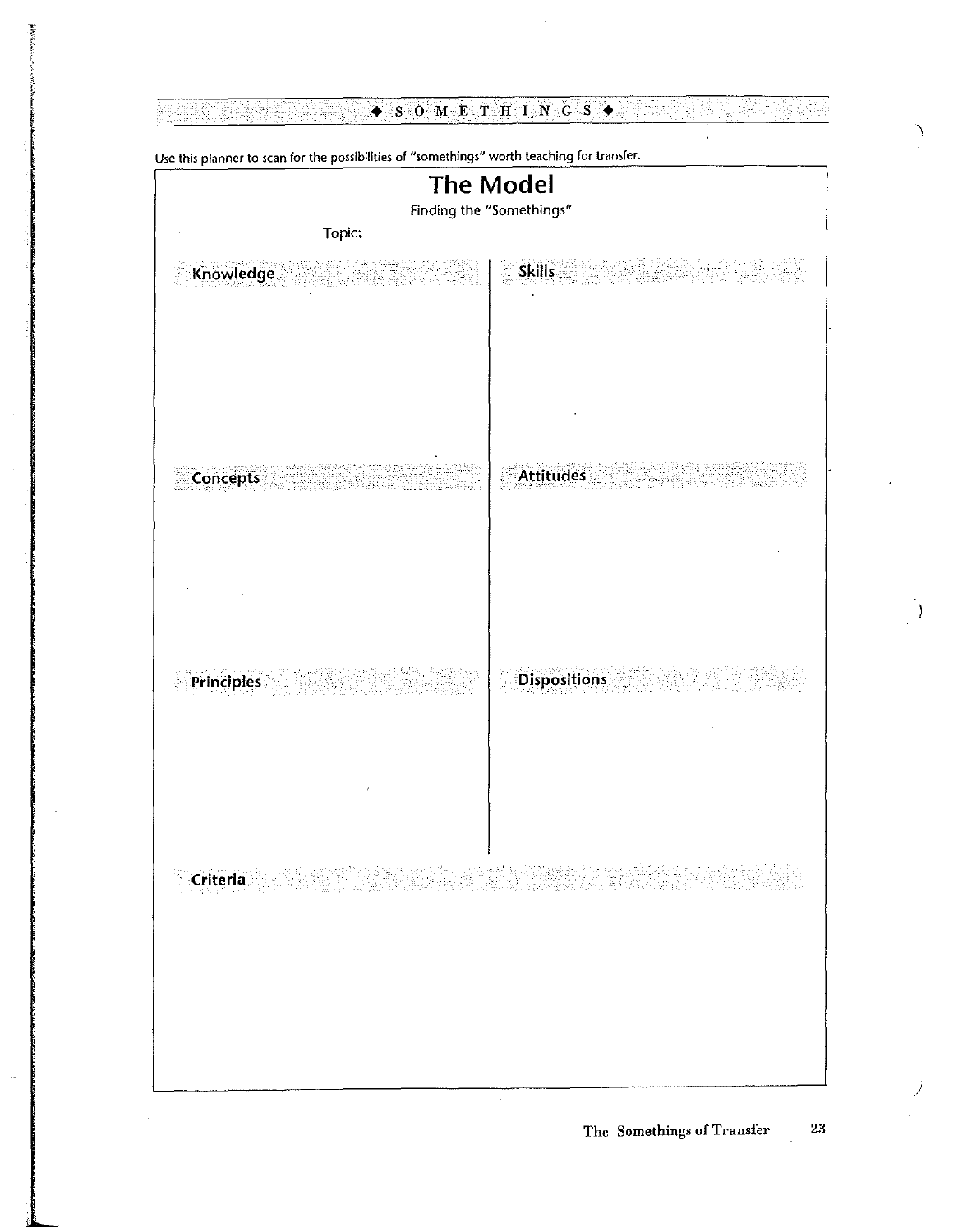◆ SOMETHINGS ◆

Use this planner to scan for the possibilities of "somethings" worth teaching for transfer.

# The Model

Finding the "Somethings"

Topic:

| Knowledge | Skills |
| --- | --- |
| | |
| **Concepts** | **Attitudes** |
| | |
| **Principles** | **Dispositions** |
| | |

**Criteria**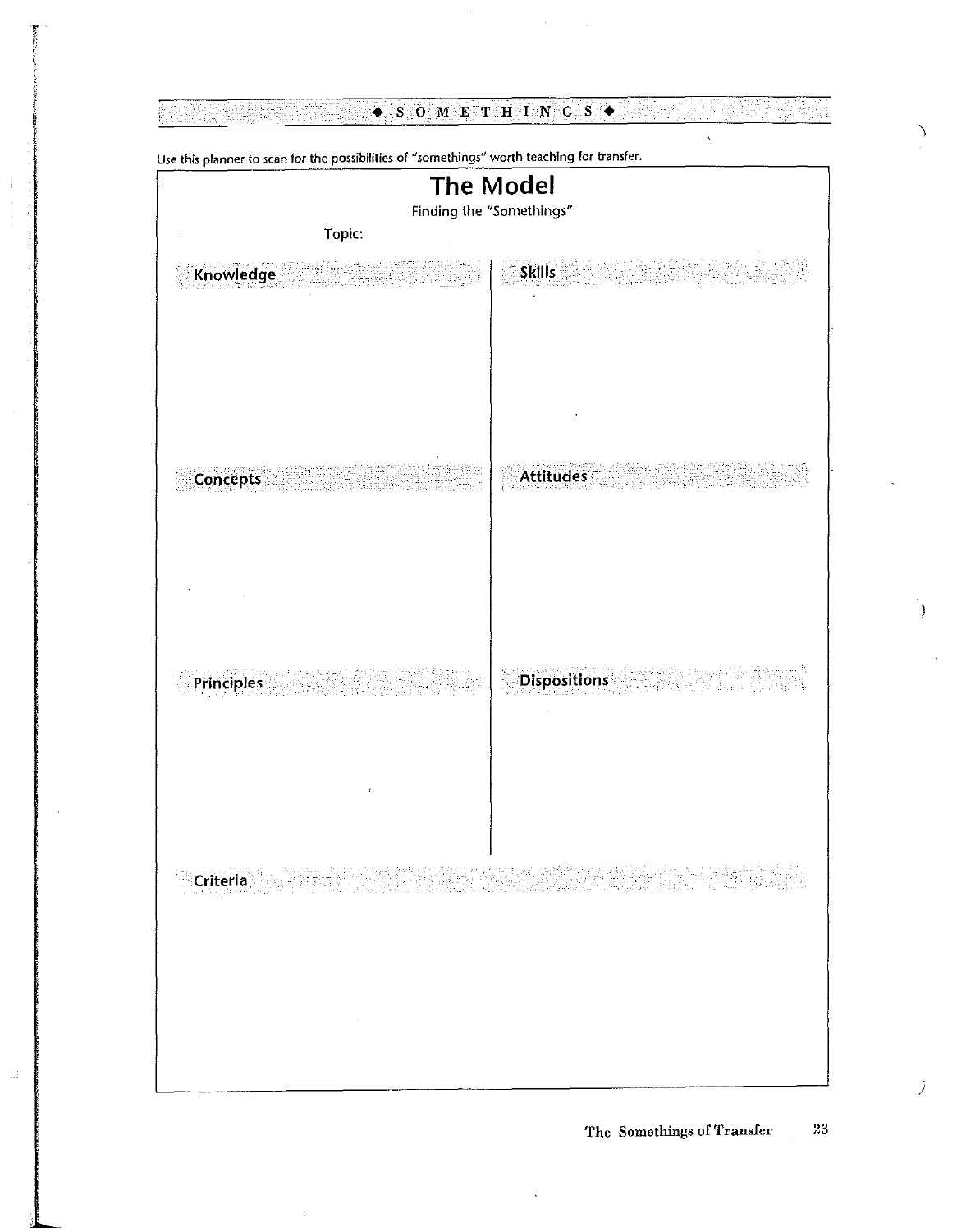◆ SOMETHINGS ◆

Use this planner to scan for the possibilities of "somethings" worth teaching for transfer.

# The Model

Finding the "Somethings"

Topic:

| Knowledge | Skills |
|---|---|
| | |

| Concepts | Attitudes |
|---|---|
| | |

| Principles | Dispositions |
|---|---|
| | |

**Criteria**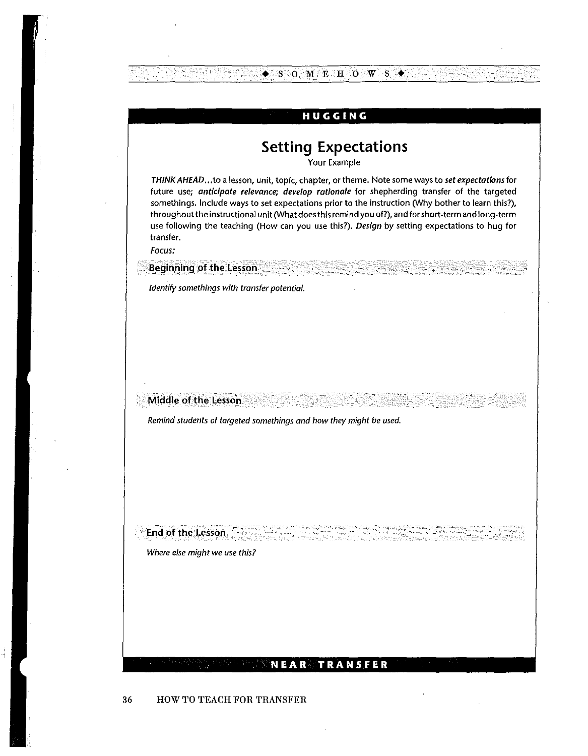## HUGGING

# Setting Expectations

Your Example

*THINK AHEAD*...to a lesson, unit, topic, chapter, or theme. Note some ways to ***set expectations*** for future use; ***anticipate relevance; develop rationale*** for shepherding transfer of the targeted somethings. Include ways to set expectations prior to the instruction (Why bother to learn this?), throughout the instructional unit (What does this remind you of?), and for short-term and long-term use following the teaching (How can you use this?). ***Design*** by setting expectations to hug for transfer.

*Focus:*

### Beginning of the Lesson

*Identify somethings with transfer potential.*

### Middle of the Lesson

*Remind students of targeted somethings and how they might be used.*

### End of the Lesson

*Where else might we use this?*

## NEAR TRANSFER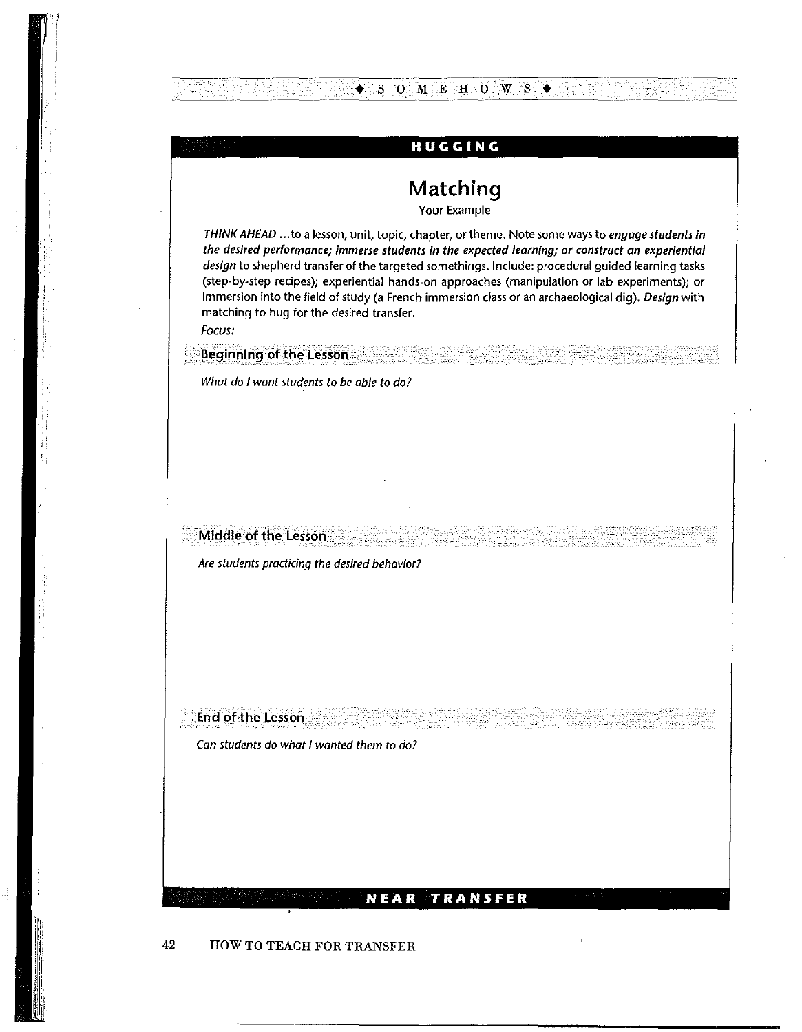## HUGGING

# Matching

Your Example

*THINK AHEAD* ...to a lesson, unit, topic, chapter, or theme. Note some ways to ***engage students in the desired performance; immerse students in the expected learning; or construct an experiential design*** to shepherd transfer of the targeted somethings. Include: procedural guided learning tasks (step-by-step recipes); experiential hands-on approaches (manipulation or lab experiments); or immersion into the field of study (a French immersion class or an archaeological dig). ***Design*** with matching to hug for the desired transfer.

*Focus:*

### Beginning of the Lesson

*What do I want students to be able to do?*

### Middle of the Lesson

*Are students practicing the desired behavior?*

### End of the Lesson

*Can students do what I wanted them to do?*

## NEAR TRANSFER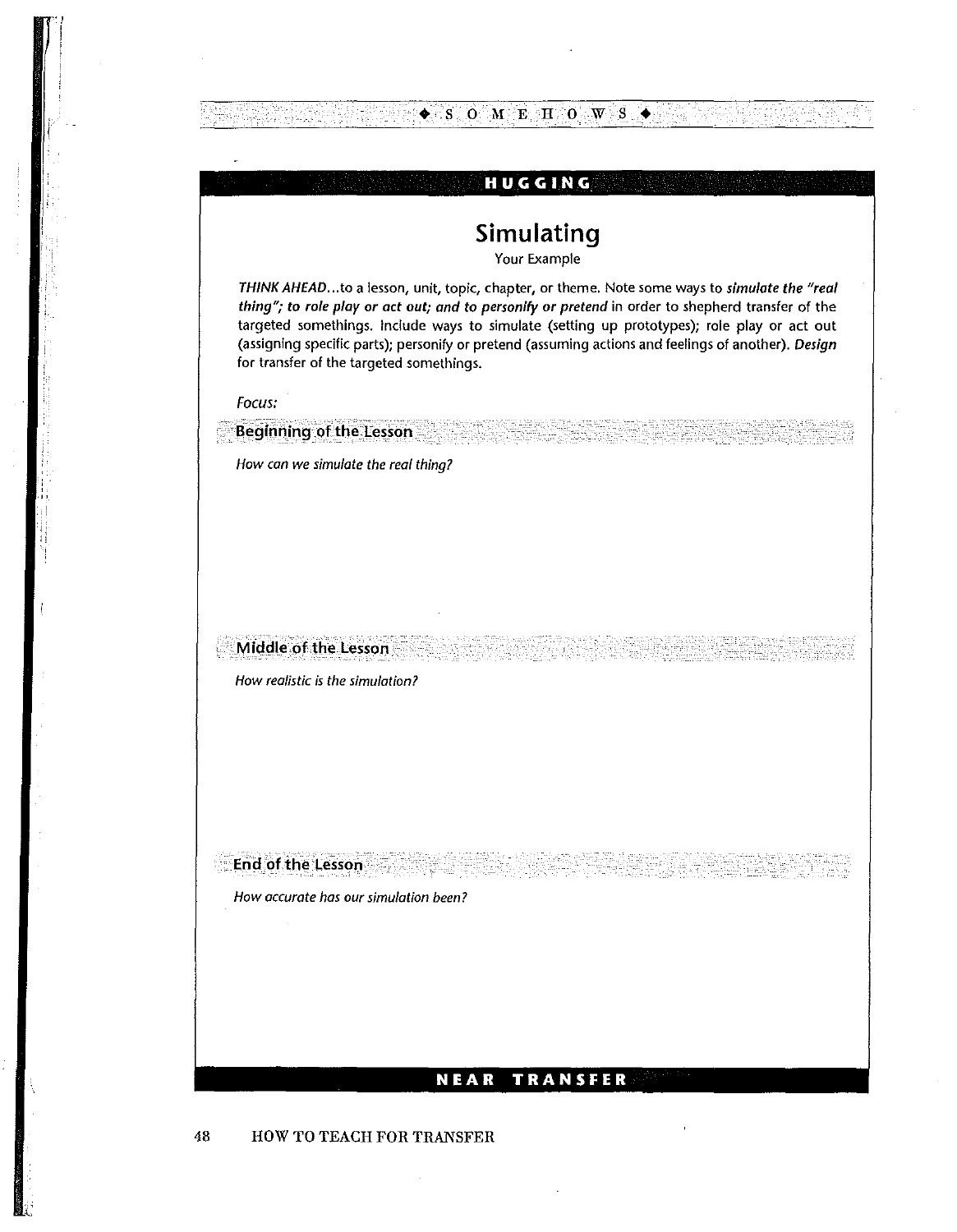## HUGGING

# Simulating

Your Example

*THINK AHEAD*...to a lesson, unit, topic, chapter, or theme. Note some ways to ***simulate the "real thing"; to role play or act out; and to personify or pretend*** in order to shepherd transfer of the targeted somethings. Include ways to simulate (setting up prototypes); role play or act out (assigning specific parts); personify or pretend (assuming actions and feelings of another). ***Design*** for transfer of the targeted somethings.

*Focus:*

### Beginning of the Lesson

*How can we simulate the real thing?*

### Middle of the Lesson

*How realistic is the simulation?*

### End of the Lesson

*How accurate has our simulation been?*

## NEAR TRANSFER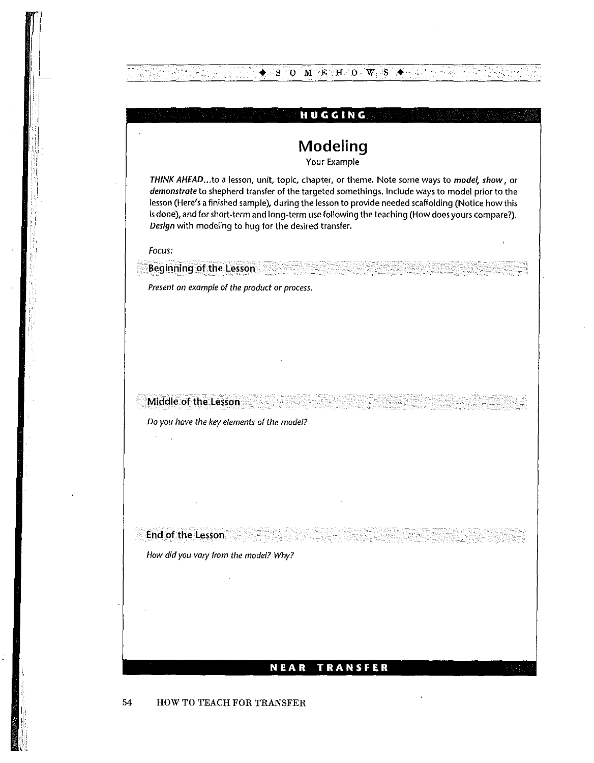## HUGGING

# Modeling

Your Example

*THINK AHEAD*...to a lesson, unit, topic, chapter, or theme. Note some ways to ***model, show***, or ***demonstrate*** to shepherd transfer of the targeted somethings. Include ways to model prior to the lesson (Here's a finished sample), during the lesson to provide needed scaffolding (Notice how this is done), and for short-term and long-term use following the teaching (How does yours compare?). ***Design*** with modeling to hug for the desired transfer.

*Focus:*

### Beginning of the Lesson

*Present an example of the product or process.*

### Middle of the Lesson

*Do you have the key elements of the model?*

### End of the Lesson

*How did you vary from the model? Why?*

## NEAR TRANSFER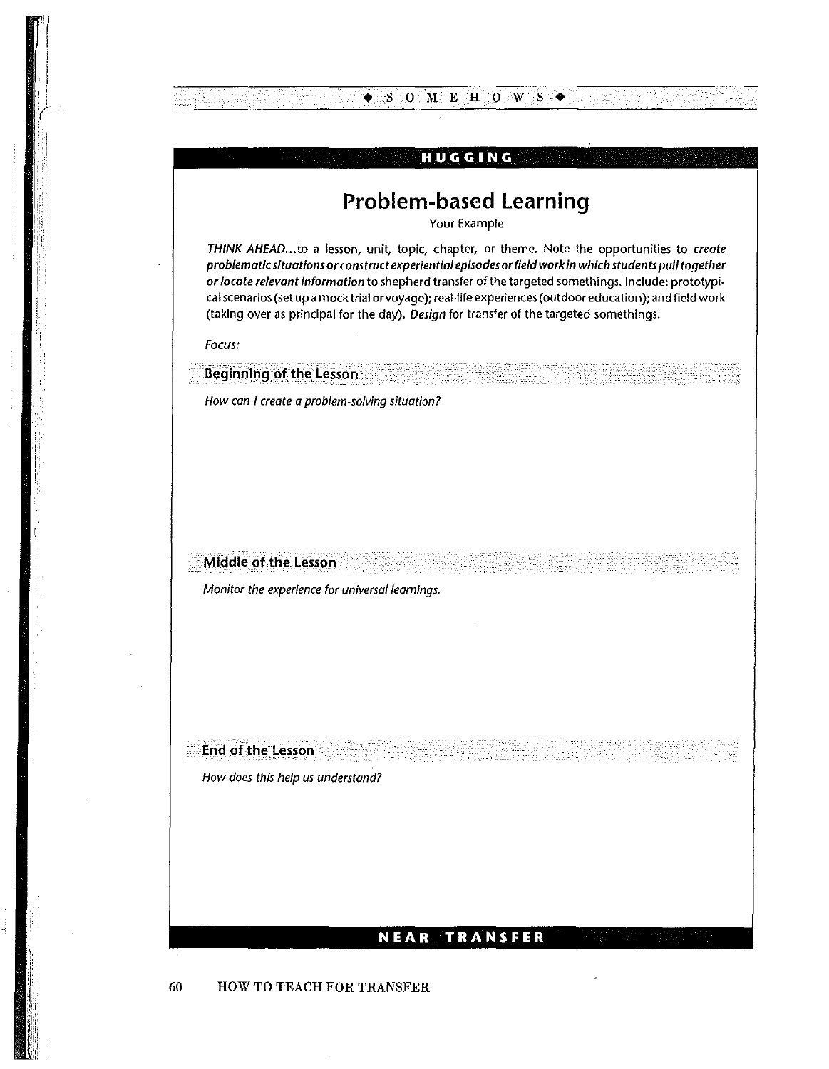## HUGGING

# Problem-based Learning

Your Example

*THINK AHEAD*...to a lesson, unit, topic, chapter, or theme. Note the opportunities to ***create problematic situations or construct experiential episodes or field work in which students pull together or locate relevant information*** to shepherd transfer of the targeted somethings. Include: prototypical scenarios (set up a mock trial or voyage); real-life experiences (outdoor education); and field work (taking over as principal for the day). ***Design*** for transfer of the targeted somethings.

*Focus:*

### Beginning of the Lesson

*How can I create a problem-solving situation?*

### Middle of the Lesson

*Monitor the experience for universal learnings.*

### End of the Lesson

*How does this help us understand?*

## NEAR TRANSFER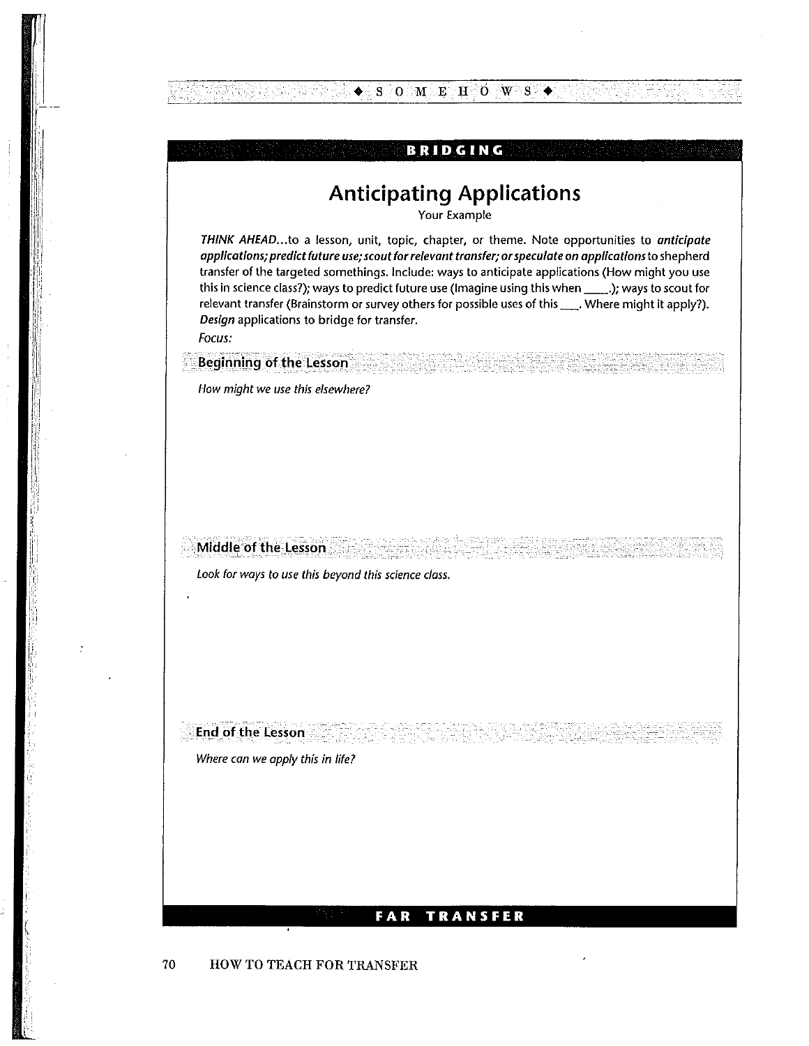## BRIDGING

# Anticipating Applications

Your Example

*THINK AHEAD*...to a lesson, unit, topic, chapter, or theme. Note opportunities to ***anticipate applications; predict future use; scout for relevant transfer; or speculate on applications*** to shepherd transfer of the targeted somethings. Include: ways to anticipate applications (How might you use this in science class?); ways to predict future use (Imagine using this when ____.); ways to scout for relevant transfer (Brainstorm or survey others for possible uses of this ___. Where might it apply?). ***Design*** applications to bridge for transfer.

*Focus:*

### Beginning of the Lesson

*How might we use this elsewhere?*

### Middle of the Lesson

*Look for ways to use this beyond this science class.*

### End of the Lesson

*Where can we apply this in life?*

## FAR TRANSFER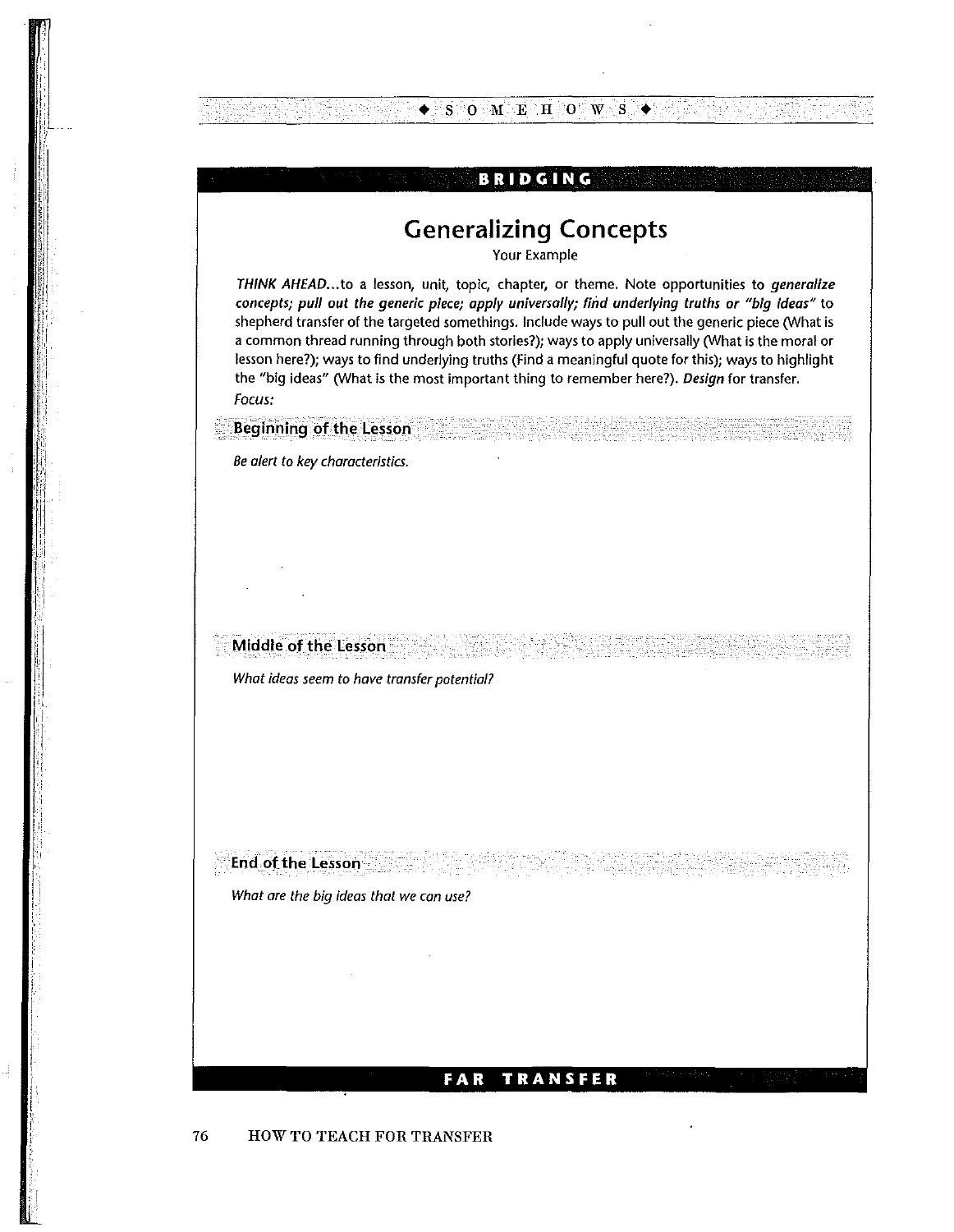BRIDGING

# Generalizing Concepts

Your Example

*THINK AHEAD*...to a lesson, unit, topic, chapter, or theme. Note opportunities to ***generalize concepts; pull out the generic piece; apply universally; find underlying truths or "big ideas"*** to shepherd transfer of the targeted somethings. Include ways to pull out the generic piece (What is a common thread running through both stories?); ways to apply universally (What is the moral or lesson here?); ways to find underlying truths (Find a meaningful quote for this); ways to highlight the "big ideas" (What is the most important thing to remember here?). ***Design*** for transfer.

*Focus:*

## Beginning of the Lesson

*Be alert to key characteristics.*

## Middle of the Lesson

*What ideas seem to have transfer potential?*

## End of the Lesson

*What are the big ideas that we can use?*

FAR TRANSFER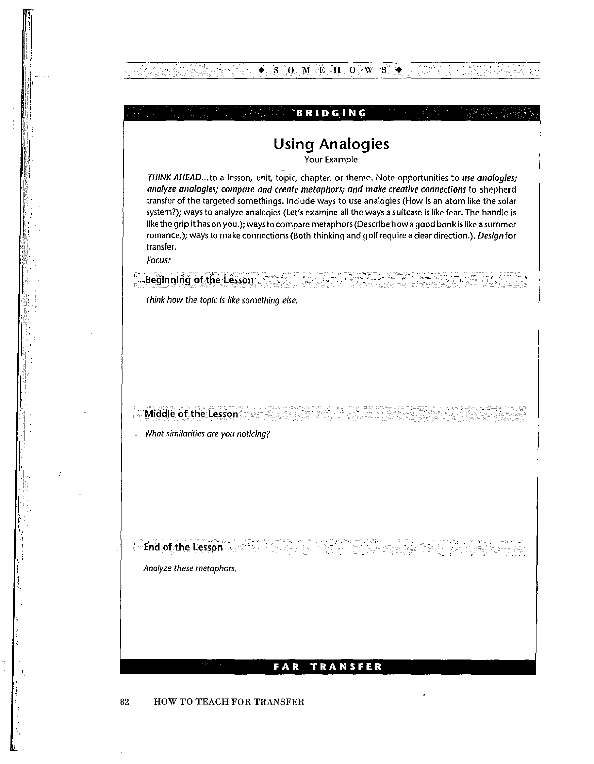## BRIDGING

# Using Analogies

Your Example

*THINK AHEAD...*to a lesson, unit, topic, chapter, or theme. Note opportunities to ***use analogies; analyze analogies; compare and create metaphors; and make creative connections*** to shepherd transfer of the targeted somethings. Include ways to use analogies (How is an atom like the solar system?); ways to analyze analogies (Let's examine all the ways a suitcase is like fear. The handle is like the grip it has on you.); ways to compare metaphors (Describe how a good book is like a summer romance.); ways to make connections (Both thinking and golf require a clear direction.). ***Design*** for transfer.

*Focus:*

### Beginning of the Lesson

*Think how the topic is like something else.*

### Middle of the Lesson

*What similarities are you noticing?*

### End of the Lesson

*Analyze these metaphors.*

## FAR TRANSFER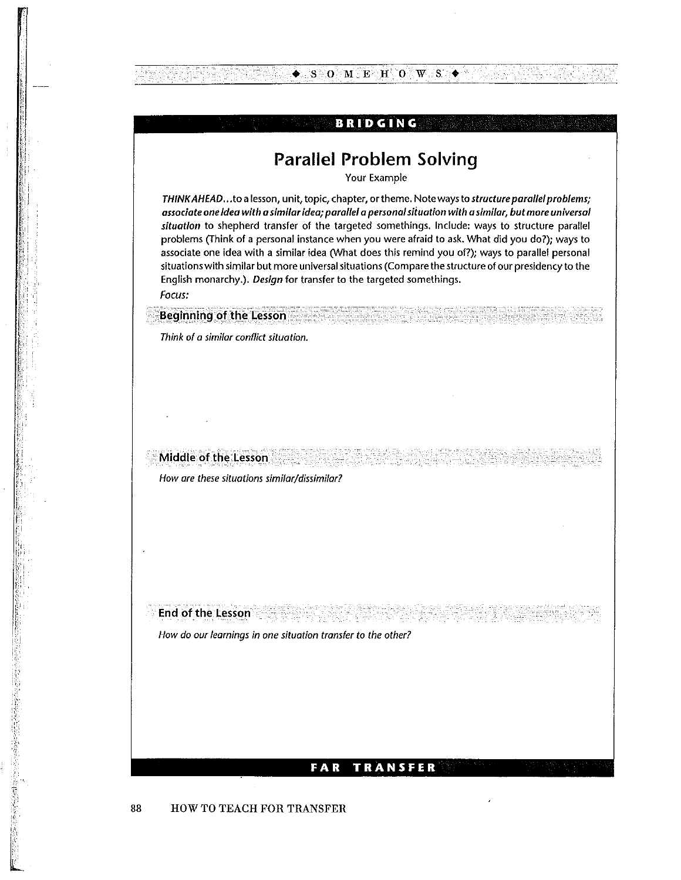BRIDGING

# Parallel Problem Solving

Your Example

*THINK AHEAD*...to a lesson, unit, topic, chapter, or theme. Note ways to ***structure parallel problems; associate one idea with a similar idea; parallel a personal situation with a similar, but more universal situation*** to shepherd transfer of the targeted somethings. Include: ways to structure parallel problems (Think of a personal instance when you were afraid to ask. What did you do?); ways to associate one idea with a similar idea (What does this remind you of?); ways to parallel personal situations with similar but more universal situations (Compare the structure of our presidency to the English monarchy.). ***Design*** for transfer to the targeted somethings.

*Focus:*

## Beginning of the Lesson

*Think of a similar conflict situation.*

## Middle of the Lesson

*How are these situations similar/dissimilar?*

## End of the Lesson

*How do our learnings in one situation transfer to the other?*

FAR TRANSFER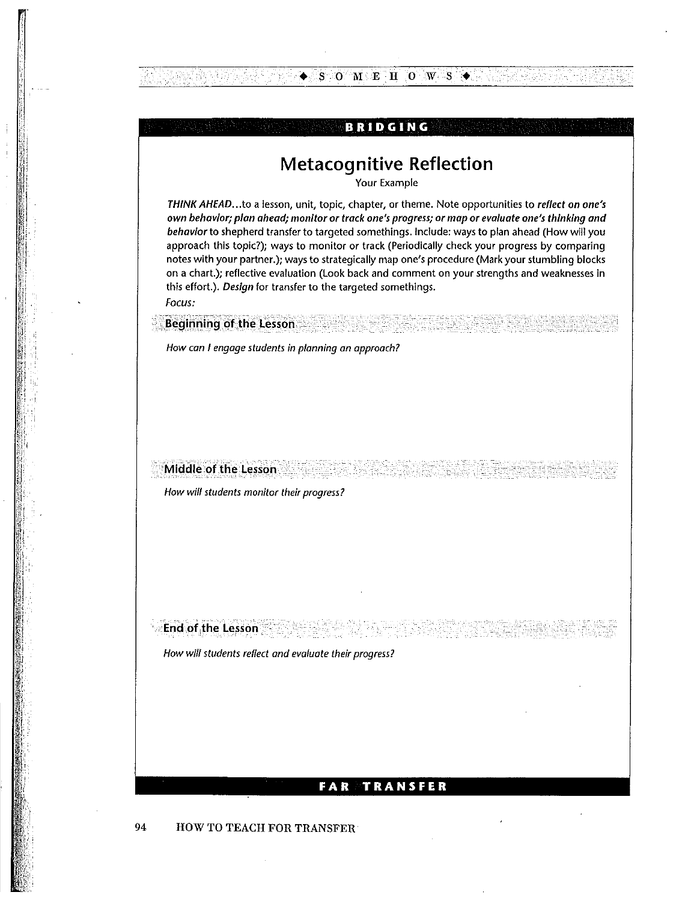BRIDGING

# Metacognitive Reflection

Your Example

*THINK AHEAD*...to a lesson, unit, topic, chapter, or theme. Note opportunities to ***reflect on one's own behavior; plan ahead; monitor or track one's progress; or map or evaluate one's thinking and behavior*** to shepherd transfer to targeted somethings. Include: ways to plan ahead (How will you approach this topic?); ways to monitor or track (Periodically check your progress by comparing notes with your partner.); ways to strategically map one's procedure (Mark your stumbling blocks on a chart.); reflective evaluation (Look back and comment on your strengths and weaknesses in this effort.). ***Design*** for transfer to the targeted somethings.

*Focus:*

## Beginning of the Lesson

*How can I engage students in planning an approach?*

## Middle of the Lesson

*How will students monitor their progress?*

## End of the Lesson

*How will students reflect and evaluate their progress?*

FAR TRANSFER